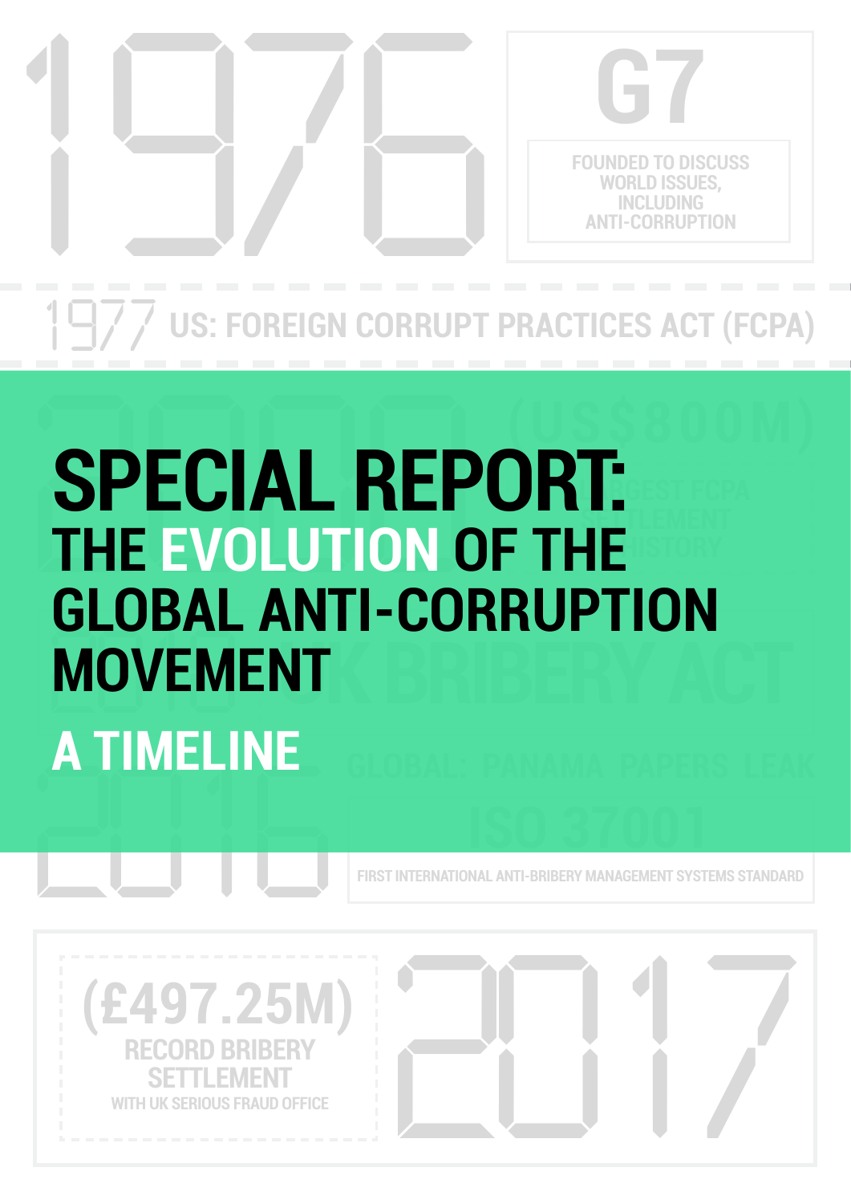1976

# G7

FOUNDED TO DISCUSS WORLD ISSUES, INCLUDING ANTI-CORRUPTION

1977 US: FOREIGN CORRUPT PRACTICES ACT (FCPA)

# SPECIAL REPORT:

## THE EVOLUTION OF THE GLOBAL ANTI-CORRUPTION MOVEMENT

## A TIMELINE

FIRST INTERNATIONAL ANTI-BRIBERY MANAGEMENT SYSTEMS STANDARD

(£497.25M)

RECORD BRIBERY SETTLEMENT

WITH UK SERIOUS FRAUD OFFICE

2017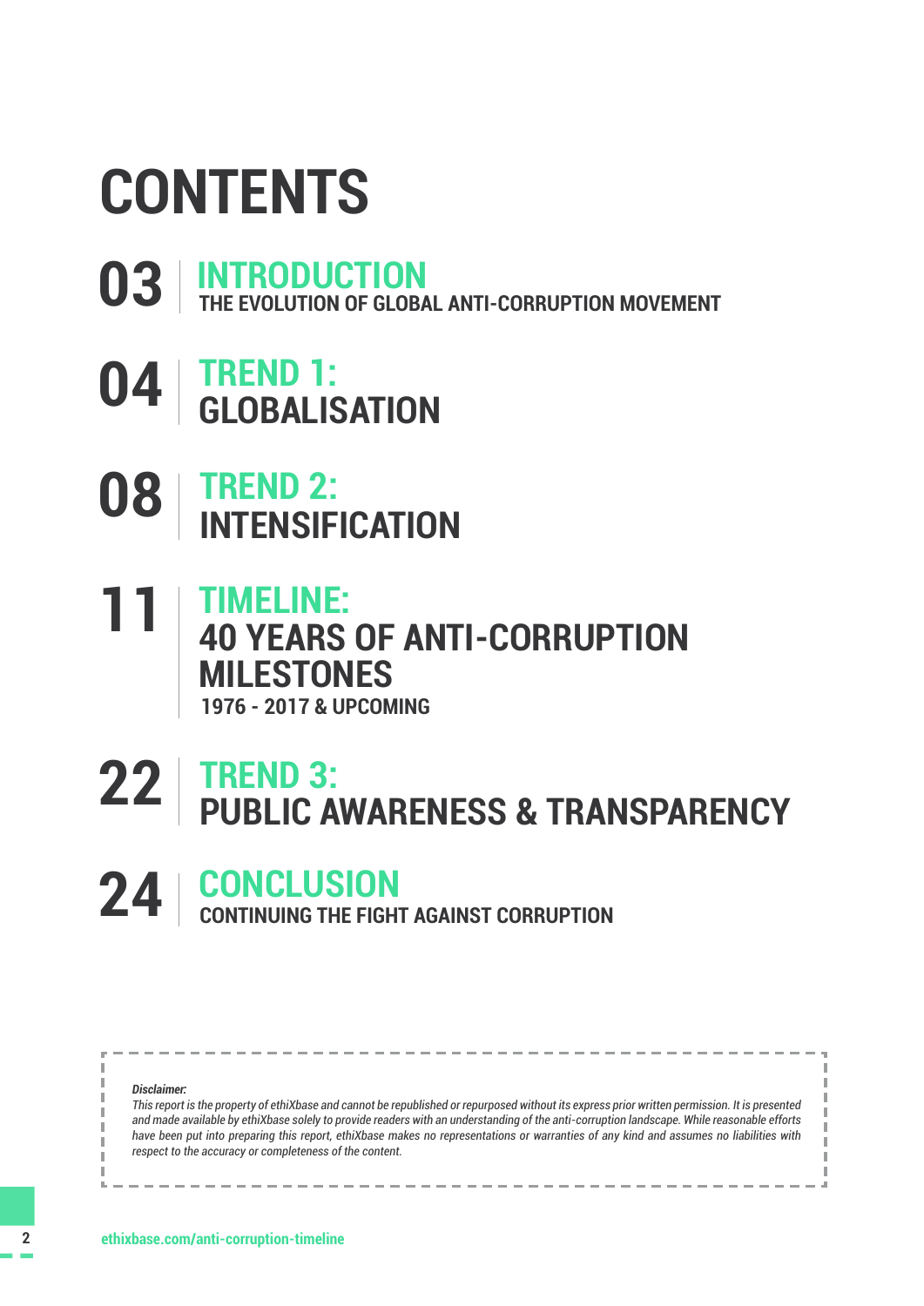# CONTENTS

**03** | **INTRODUCTION**
**THE EVOLUTION OF GLOBAL ANTI-CORRUPTION MOVEMENT**

**04** | **TREND 1:**
**GLOBALISATION**

**08** | **TREND 2:**
**INTENSIFICATION**

**11** | **TIMELINE:**
**40 YEARS OF ANTI-CORRUPTION MILESTONES**
**1976 - 2017 & UPCOMING**

**22** | **TREND 3:**
**PUBLIC AWARENESS & TRANSPARENCY**

**24** | **CONCLUSION**
**CONTINUING THE FIGHT AGAINST CORRUPTION**

***Disclaimer:***
*This report is the property of ethiXbase and cannot be republished or repurposed without its express prior written permission. It is presented and made available by ethiXbase solely to provide readers with an understanding of the anti-corruption landscape. While reasonable efforts have been put into preparing this report, ethiXbase makes no representations or warranties of any kind and assumes no liabilities with respect to the accuracy or completeness of the content.*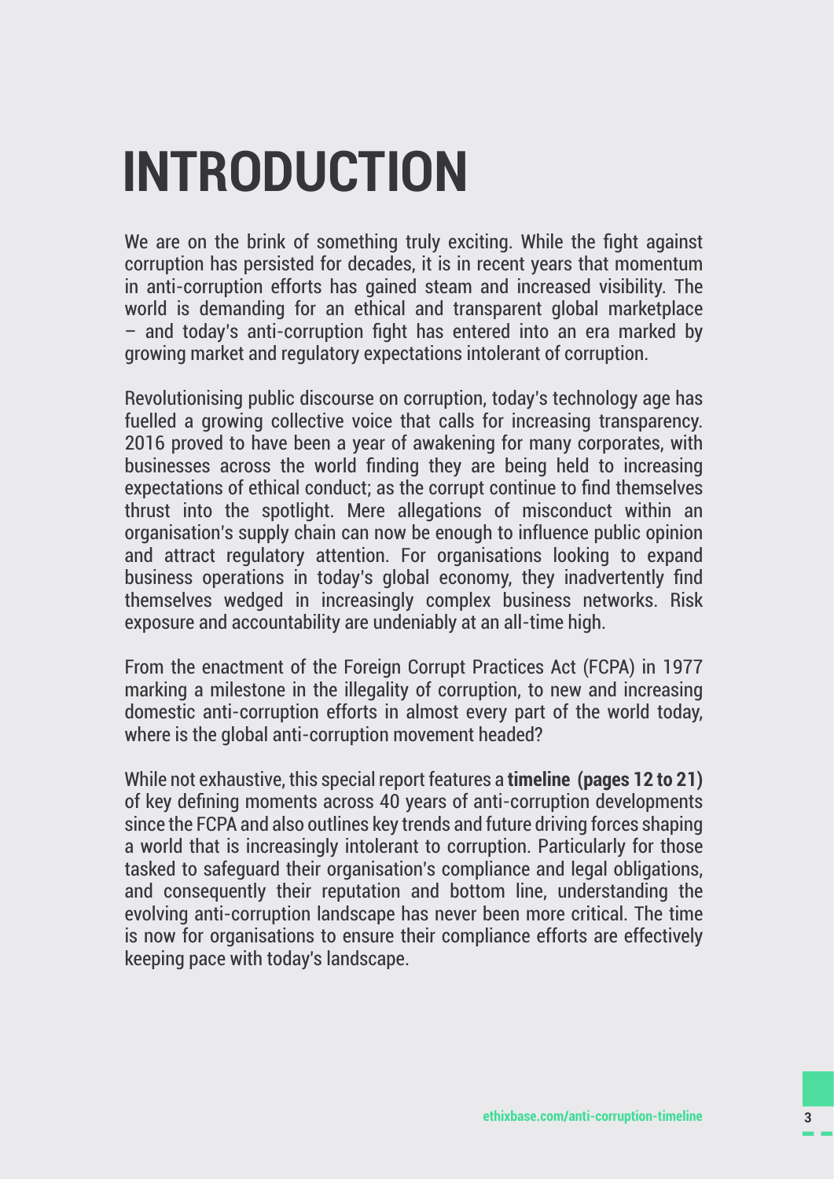# INTRODUCTION

We are on the brink of something truly exciting. While the fight against corruption has persisted for decades, it is in recent years that momentum in anti-corruption efforts has gained steam and increased visibility. The world is demanding for an ethical and transparent global marketplace – and today's anti-corruption fight has entered into an era marked by growing market and regulatory expectations intolerant of corruption.

Revolutionising public discourse on corruption, today's technology age has fuelled a growing collective voice that calls for increasing transparency. 2016 proved to have been a year of awakening for many corporates, with businesses across the world finding they are being held to increasing expectations of ethical conduct; as the corrupt continue to find themselves thrust into the spotlight. Mere allegations of misconduct within an organisation's supply chain can now be enough to influence public opinion and attract regulatory attention. For organisations looking to expand business operations in today's global economy, they inadvertently find themselves wedged in increasingly complex business networks. Risk exposure and accountability are undeniably at an all-time high.

From the enactment of the Foreign Corrupt Practices Act (FCPA) in 1977 marking a milestone in the illegality of corruption, to new and increasing domestic anti-corruption efforts in almost every part of the world today, where is the global anti-corruption movement headed?

While not exhaustive, this special report features a **timeline (pages 12 to 21)** of key defining moments across 40 years of anti-corruption developments since the FCPA and also outlines key trends and future driving forces shaping a world that is increasingly intolerant to corruption. Particularly for those tasked to safeguard their organisation's compliance and legal obligations, and consequently their reputation and bottom line, understanding the evolving anti-corruption landscape has never been more critical. The time is now for organisations to ensure their compliance efforts are effectively keeping pace with today's landscape.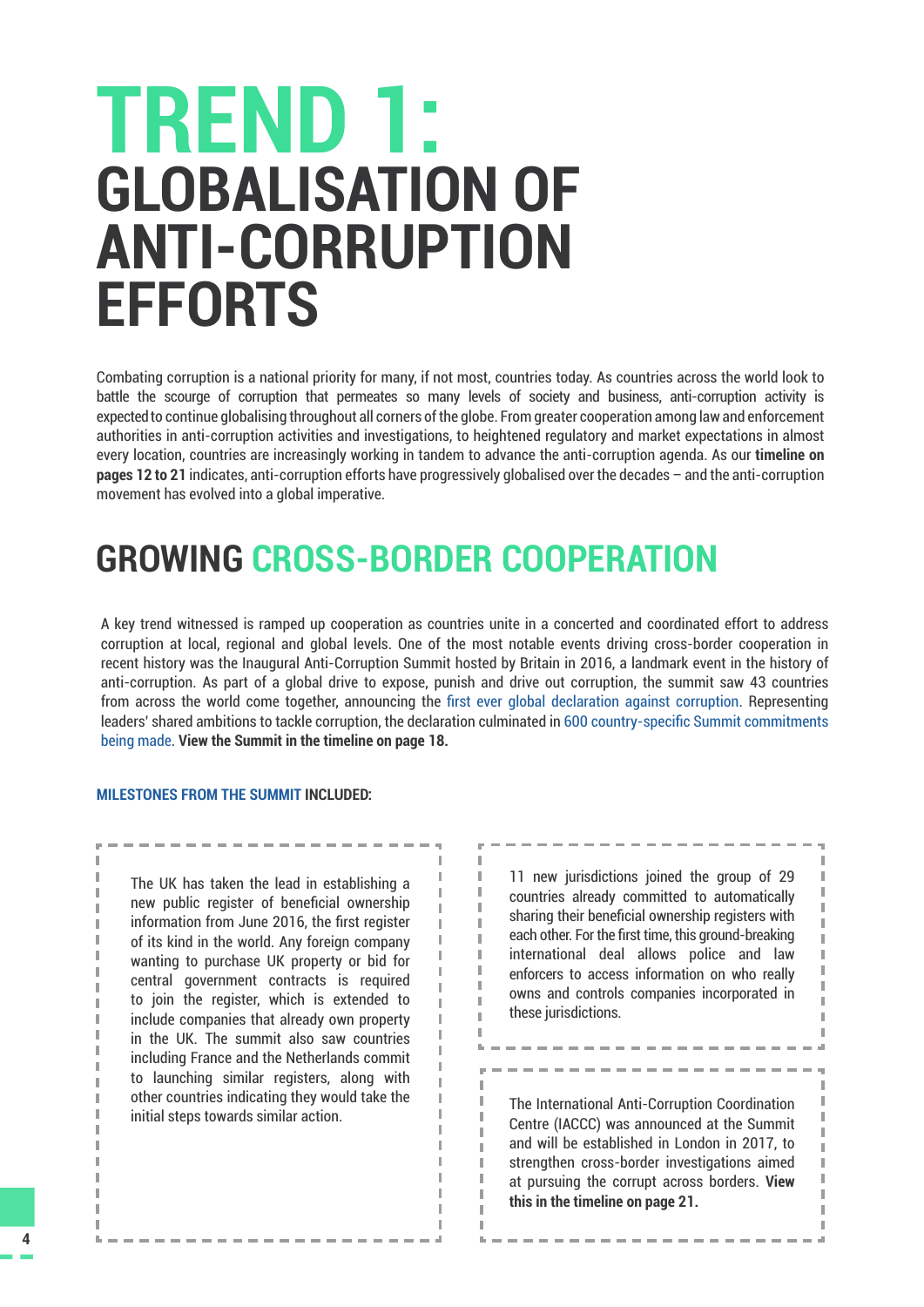# TREND 1: GLOBALISATION OF ANTI-CORRUPTION EFFORTS

Combating corruption is a national priority for many, if not most, countries today. As countries across the world look to battle the scourge of corruption that permeates so many levels of society and business, anti-corruption activity is expected to continue globalising throughout all corners of the globe. From greater cooperation among law and enforcement authorities in anti-corruption activities and investigations, to heightened regulatory and market expectations in almost every location, countries are increasingly working in tandem to advance the anti-corruption agenda. As our **timeline on pages 12 to 21** indicates, anti-corruption efforts have progressively globalised over the decades – and the anti-corruption movement has evolved into a global imperative.

## GROWING CROSS-BORDER COOPERATION

A key trend witnessed is ramped up cooperation as countries unite in a concerted and coordinated effort to address corruption at local, regional and global levels. One of the most notable events driving cross-border cooperation in recent history was the Inaugural Anti-Corruption Summit hosted by Britain in 2016, a landmark event in the history of anti-corruption. As part of a global drive to expose, punish and drive out corruption, the summit saw 43 countries from across the world come together, announcing the first ever global declaration against corruption. Representing leaders' shared ambitions to tackle corruption, the declaration culminated in 600 country-specific Summit commitments being made. **View the Summit in the timeline on page 18.**

**MILESTONES FROM THE SUMMIT INCLUDED:**

The UK has taken the lead in establishing a new public register of beneficial ownership information from June 2016, the first register of its kind in the world. Any foreign company wanting to purchase UK property or bid for central government contracts is required to join the register, which is extended to include companies that already own property in the UK. The summit also saw countries including France and the Netherlands commit to launching similar registers, along with other countries indicating they would take the initial steps towards similar action.

11 new jurisdictions joined the group of 29 countries already committed to automatically sharing their beneficial ownership registers with each other. For the first time, this ground-breaking international deal allows police and law enforcers to access information on who really owns and controls companies incorporated in these jurisdictions.

The International Anti-Corruption Coordination Centre (IACCC) was announced at the Summit and will be established in London in 2017, to strengthen cross-border investigations aimed at pursuing the corrupt across borders. **View this in the timeline on page 21.**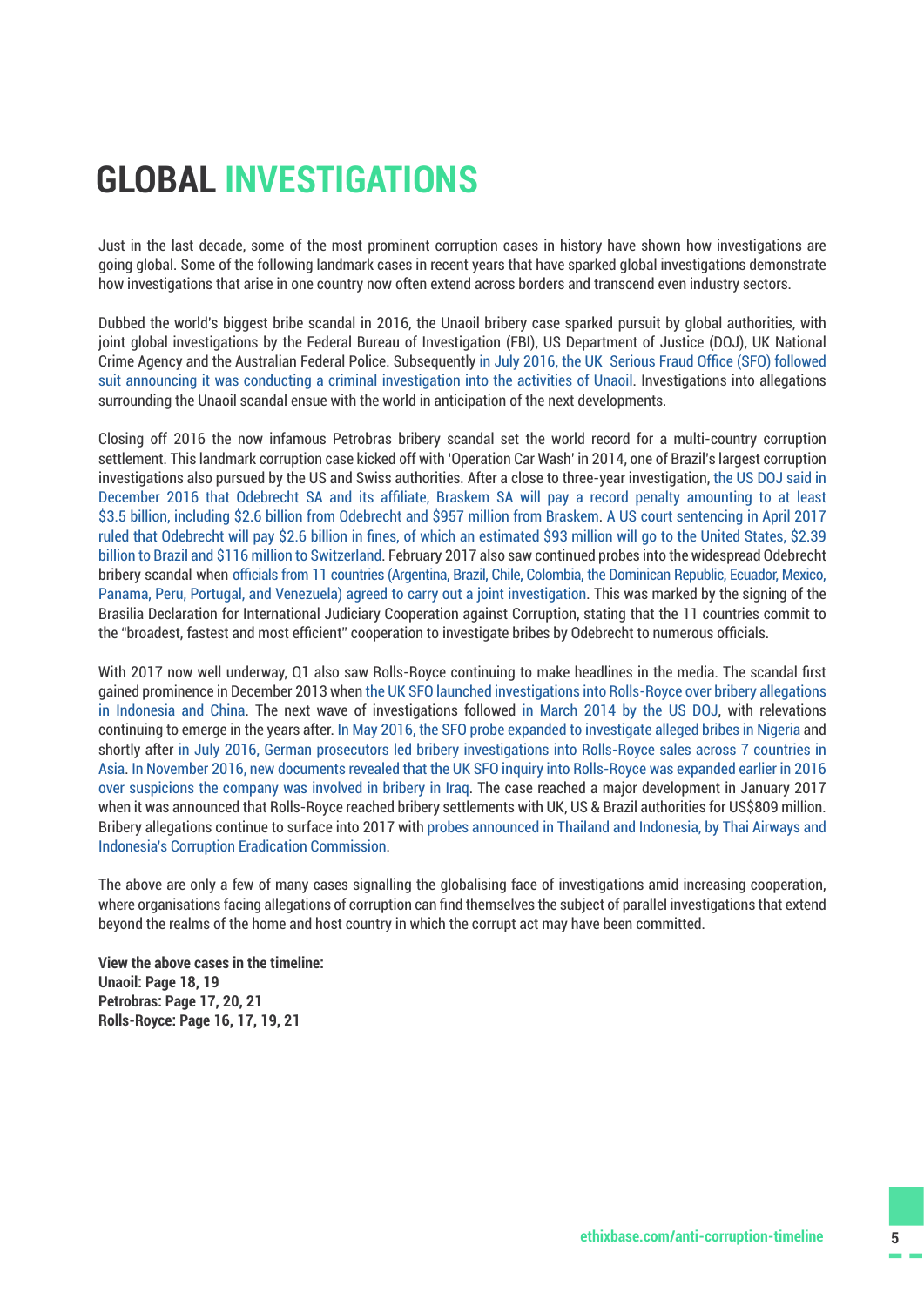# GLOBAL INVESTIGATIONS

Just in the last decade, some of the most prominent corruption cases in history have shown how investigations are going global. Some of the following landmark cases in recent years that have sparked global investigations demonstrate how investigations that arise in one country now often extend across borders and transcend even industry sectors.

Dubbed the world's biggest bribe scandal in 2016, the Unaoil bribery case sparked pursuit by global authorities, with joint global investigations by the Federal Bureau of Investigation (FBI), US Department of Justice (DOJ), UK National Crime Agency and the Australian Federal Police. Subsequently in July 2016, the UK Serious Fraud Office (SFO) followed suit announcing it was conducting a criminal investigation into the activities of Unaoil. Investigations into allegations surrounding the Unaoil scandal ensue with the world in anticipation of the next developments.

Closing off 2016 the now infamous Petrobras bribery scandal set the world record for a multi-country corruption settlement. This landmark corruption case kicked off with 'Operation Car Wash' in 2014, one of Brazil's largest corruption investigations also pursued by the US and Swiss authorities. After a close to three-year investigation, the US DOJ said in December 2016 that Odebrecht SA and its affiliate, Braskem SA will pay a record penalty amounting to at least $3.5 billion, including $2.6 billion from Odebrecht and $957 million from Braskem. A US court sentencing in April 2017 ruled that Odebrecht will pay $2.6 billion in fines, of which an estimated $93 million will go to the United States, $2.39 billion to Brazil and $116 million to Switzerland. February 2017 also saw continued probes into the widespread Odebrecht bribery scandal when officials from 11 countries (Argentina, Brazil, Chile, Colombia, the Dominican Republic, Ecuador, Mexico, Panama, Peru, Portugal, and Venezuela) agreed to carry out a joint investigation. This was marked by the signing of the Brasilia Declaration for International Judiciary Cooperation against Corruption, stating that the 11 countries commit to the "broadest, fastest and most efficient" cooperation to investigate bribes by Odebrecht to numerous officials.

With 2017 now well underway, Q1 also saw Rolls-Royce continuing to make headlines in the media. The scandal first gained prominence in December 2013 when the UK SFO launched investigations into Rolls-Royce over bribery allegations in Indonesia and China. The next wave of investigations followed in March 2014 by the US DOJ, with relevations continuing to emerge in the years after. In May 2016, the SFO probe expanded to investigate alleged bribes in Nigeria and shortly after in July 2016, German prosecutors led bribery investigations into Rolls-Royce sales across 7 countries in Asia. In November 2016, new documents revealed that the UK SFO inquiry into Rolls-Royce was expanded earlier in 2016 over suspicions the company was involved in bribery in Iraq. The case reached a major development in January 2017 when it was announced that Rolls-Royce reached bribery settlements with UK, US & Brazil authorities for US$809 million. Bribery allegations continue to surface into 2017 with probes announced in Thailand and Indonesia, by Thai Airways and Indonesia's Corruption Eradication Commission.

The above are only a few of many cases signalling the globalising face of investigations amid increasing cooperation, where organisations facing allegations of corruption can find themselves the subject of parallel investigations that extend beyond the realms of the home and host country in which the corrupt act may have been committed.

**View the above cases in the timeline:**
**Unaoil: Page 18, 19**
**Petrobras: Page 17, 20, 21**
**Rolls-Royce: Page 16, 17, 19, 21**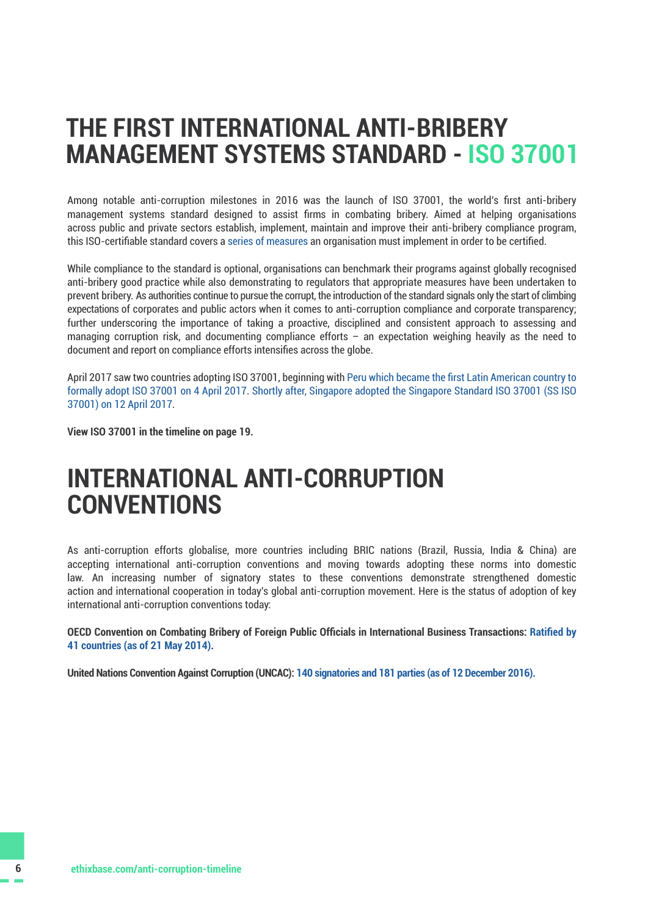# THE FIRST INTERNATIONAL ANTI-BRIBERY MANAGEMENT SYSTEMS STANDARD - ISO 37001

Among notable anti-corruption milestones in 2016 was the launch of ISO 37001, the world's first anti-bribery management systems standard designed to assist firms in combating bribery. Aimed at helping organisations across public and private sectors establish, implement, maintain and improve their anti-bribery compliance program, this ISO-certifiable standard covers a series of measures an organisation must implement in order to be certified.

While compliance to the standard is optional, organisations can benchmark their programs against globally recognised anti-bribery good practice while also demonstrating to regulators that appropriate measures have been undertaken to prevent bribery. As authorities continue to pursue the corrupt, the introduction of the standard signals only the start of climbing expectations of corporates and public actors when it comes to anti-corruption compliance and corporate transparency; further underscoring the importance of taking a proactive, disciplined and consistent approach to assessing and managing corruption risk, and documenting compliance efforts – an expectation weighing heavily as the need to document and report on compliance efforts intensifies across the globe.

April 2017 saw two countries adopting ISO 37001, beginning with Peru which became the first Latin American country to formally adopt ISO 37001 on 4 April 2017. Shortly after, Singapore adopted the Singapore Standard ISO 37001 (SS ISO 37001) on 12 April 2017.

**View ISO 37001 in the timeline on page 19.**

# INTERNATIONAL ANTI-CORRUPTION CONVENTIONS

As anti-corruption efforts globalise, more countries including BRIC nations (Brazil, Russia, India & China) are accepting international anti-corruption conventions and moving towards adopting these norms into domestic law. An increasing number of signatory states to these conventions demonstrate strengthened domestic action and international cooperation in today's global anti-corruption movement. Here is the status of adoption of key international anti-corruption conventions today:

**OECD Convention on Combating Bribery of Foreign Public Officials in International Business Transactions: Ratified by 41 countries (as of 21 May 2014).**

**United Nations Convention Against Corruption (UNCAC): 140 signatories and 181 parties (as of 12 December 2016).**

ethixbase.com/anti-corruption-timeline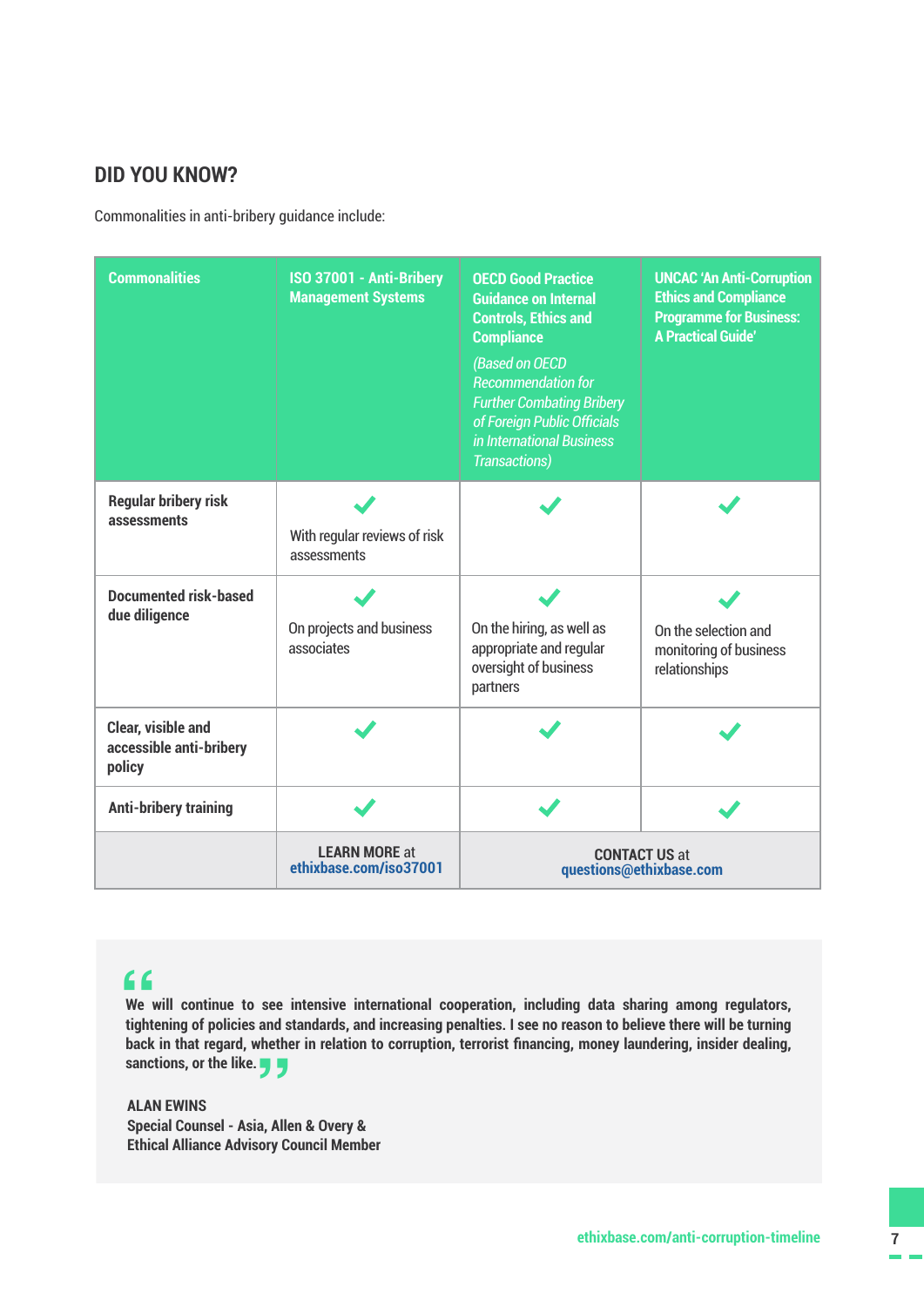## DID YOU KNOW?

Commonalities in anti-bribery guidance include:

| Commonalities | ISO 37001 - Anti-Bribery Management Systems | OECD Good Practice Guidance on Internal Controls, Ethics and Compliance *(Based on OECD Recommendation for Further Combating Bribery of Foreign Public Officials in International Business Transactions)* | UNCAC 'An Anti-Corruption Ethics and Compliance Programme for Business: A Practical Guide' |
|---|---|---|---|
| **Regular bribery risk assessments** | ✓ With regular reviews of risk assessments | ✓ | ✓ |
| **Documented risk-based due diligence** | ✓ On projects and business associates | ✓ On the hiring, as well as appropriate and regular oversight of business partners | ✓ On the selection and monitoring of business relationships |
| **Clear, visible and accessible anti-bribery policy** | ✓ | ✓ | ✓ |
| **Anti-bribery training** | ✓ | ✓ | ✓ |
| | **LEARN MORE** at ethixbase.com/iso37001 | **CONTACT US** at questions@ethixbase.com | |

> **We will continue to see intensive international cooperation, including data sharing among regulators, tightening of policies and standards, and increasing penalties. I see no reason to believe there will be turning back in that regard, whether in relation to corruption, terrorist financing, money laundering, insider dealing, sanctions, or the like.**
>
> **ALAN EWINS**
> **Special Counsel - Asia, Allen & Overy &**
> **Ethical Alliance Advisory Council Member**

ethixbase.com/anti-corruption-timeline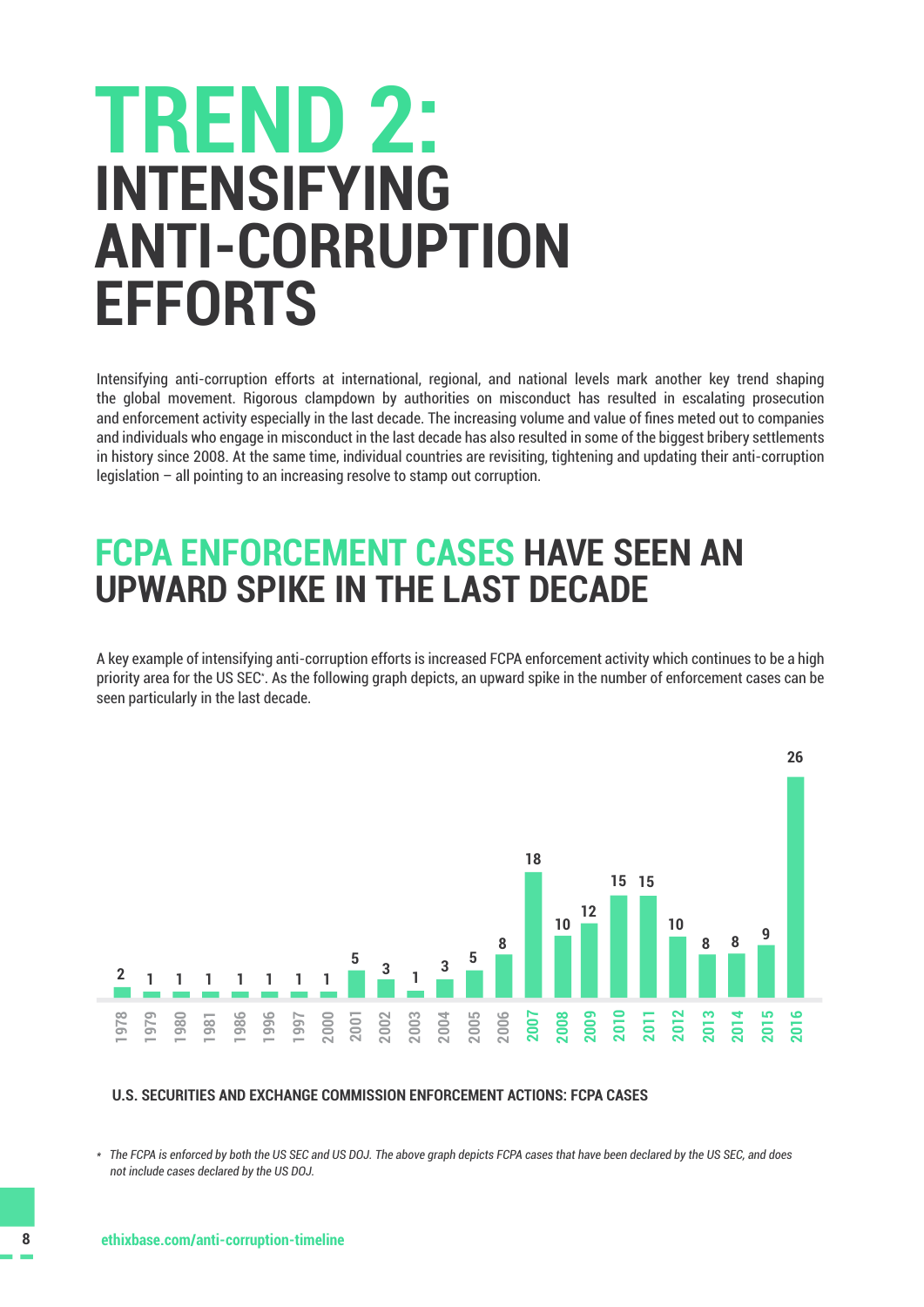# TREND 2: INTENSIFYING ANTI-CORRUPTION EFFORTS

Intensifying anti-corruption efforts at international, regional, and national levels mark another key trend shaping the global movement. Rigorous clampdown by authorities on misconduct has resulted in escalating prosecution and enforcement activity especially in the last decade. The increasing volume and value of fines meted out to companies and individuals who engage in misconduct in the last decade has also resulted in some of the biggest bribery settlements in history since 2008. At the same time, individual countries are revisiting, tightening and updating their anti-corruption legislation – all pointing to an increasing resolve to stamp out corruption.

## FCPA ENFORCEMENT CASES HAVE SEEN AN UPWARD SPIKE IN THE LAST DECADE

A key example of intensifying anti-corruption efforts is increased FCPA enforcement activity which continues to be a high priority area for the US SEC*. As the following graph depicts, an upward spike in the number of enforcement cases can be seen particularly in the last decade.

| Year | Cases |
|---|---|
| 1978 | 2 |
| 1979 | 1 |
| 1980 | 1 |
| 1981 | 1 |
| 1986 | 1 |
| 1996 | 1 |
| 1997 | 1 |
| 2000 | 1 |
| 2001 | 5 |
| 2002 | 3 |
| 2003 | 1 |
| 2004 | 3 |
| 2005 | 5 |
| 2006 | 8 |
| 2007 | 18 |
| 2008 | 10 |
| 2009 | 12 |
| 2010 | 15 |
| 2011 | 15 |
| 2012 | 10 |
| 2013 | 8 |
| 2014 | 8 |
| 2015 | 9 |
| 2016 | 26 |

**U.S. SECURITIES AND EXCHANGE COMMISSION ENFORCEMENT ACTIONS: FCPA CASES**

*\* The FCPA is enforced by both the US SEC and US DOJ. The above graph depicts FCPA cases that have been declared by the US SEC, and does not include cases declared by the US DOJ.*

ethixbase.com/anti-corruption-timeline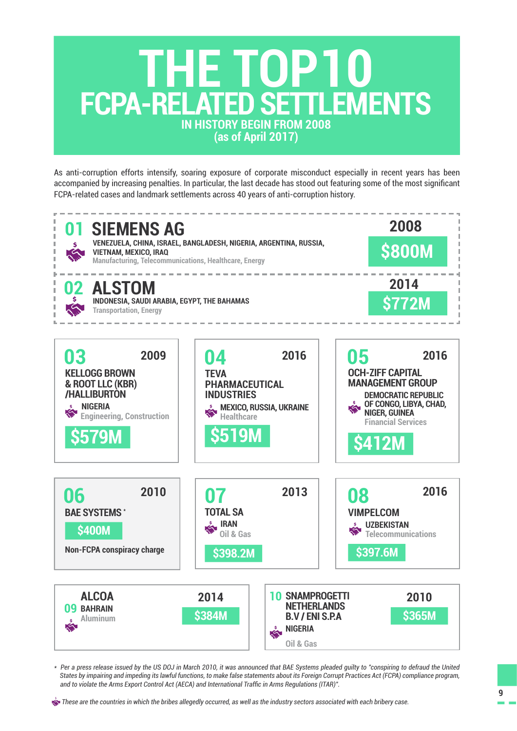# THE TOP10 FCPA-RELATED SETTLEMENTS

**IN HISTORY BEGIN FROM 2008**
**(as of April 2017)**

As anti-corruption efforts intensify, soaring exposure of corporate misconduct especially in recent years has been accompanied by increasing penalties. In particular, the last decade has stood out featuring some of the most significant FCPA-related cases and landmark settlements across 40 years of anti-corruption history.

## 01 SIEMENS AG

**2008** — **$800M**

**VENEZUELA, CHINA, ISRAEL, BANGLADESH, NIGERIA, ARGENTINA, RUSSIA, VIETNAM, MEXICO, IRAQ**
Manufacturing, Telecommunications, Healthcare, Energy

## 02 ALSTOM

**2014** — **$772M**

**INDONESIA, SAUDI ARABIA, EGYPT, THE BAHAMAS**
Transportation, Energy

## 03 KELLOGG BROWN & ROOT LLC (KBR) /HALLIBURTON

**2009** — **$579M**

**NIGERIA**
Engineering, Construction

## 04 TEVA PHARMACEUTICAL INDUSTRIES

**2016** — **$519M**

**MEXICO, RUSSIA, UKRAINE**
Healthcare

## 05 OCH-ZIFF CAPITAL MANAGEMENT GROUP

**2016** — **$412M**

**DEMOCRATIC REPUBLIC OF CONGO, LIBYA, CHAD, NIGER, GUINEA**
Financial Services

## 06 BAE SYSTEMS *

**2010** — **$400M**

Non-FCPA conspiracy charge

## 07 TOTAL SA

**2013** — **$398.2M**

**IRAN**
Oil & Gas

## 08 VIMPELCOM

**2016** — **$397.6M**

**UZBEKISTAN**
Telecommunications

## 09 ALCOA

**2014** — **$384M**

**BAHRAIN**
Aluminum

## 10 SNAMPROGETTI NETHERLANDS B.V / ENI S.P.A

**2010** — **$365M**

**NIGERIA**
Oil & Gas

*\* Per a press release issued by the US DOJ in March 2010, it was announced that BAE Systems pleaded guilty to "conspiring to defraud the United States by impairing and impeding its lawful functions, to make false statements about its Foreign Corrupt Practices Act (FCPA) compliance program, and to violate the Arms Export Control Act (AECA) and International Traffic in Arms Regulations (ITAR)".*

*These are the countries in which the bribes allegedly occurred, as well as the industry sectors associated with each bribery case.*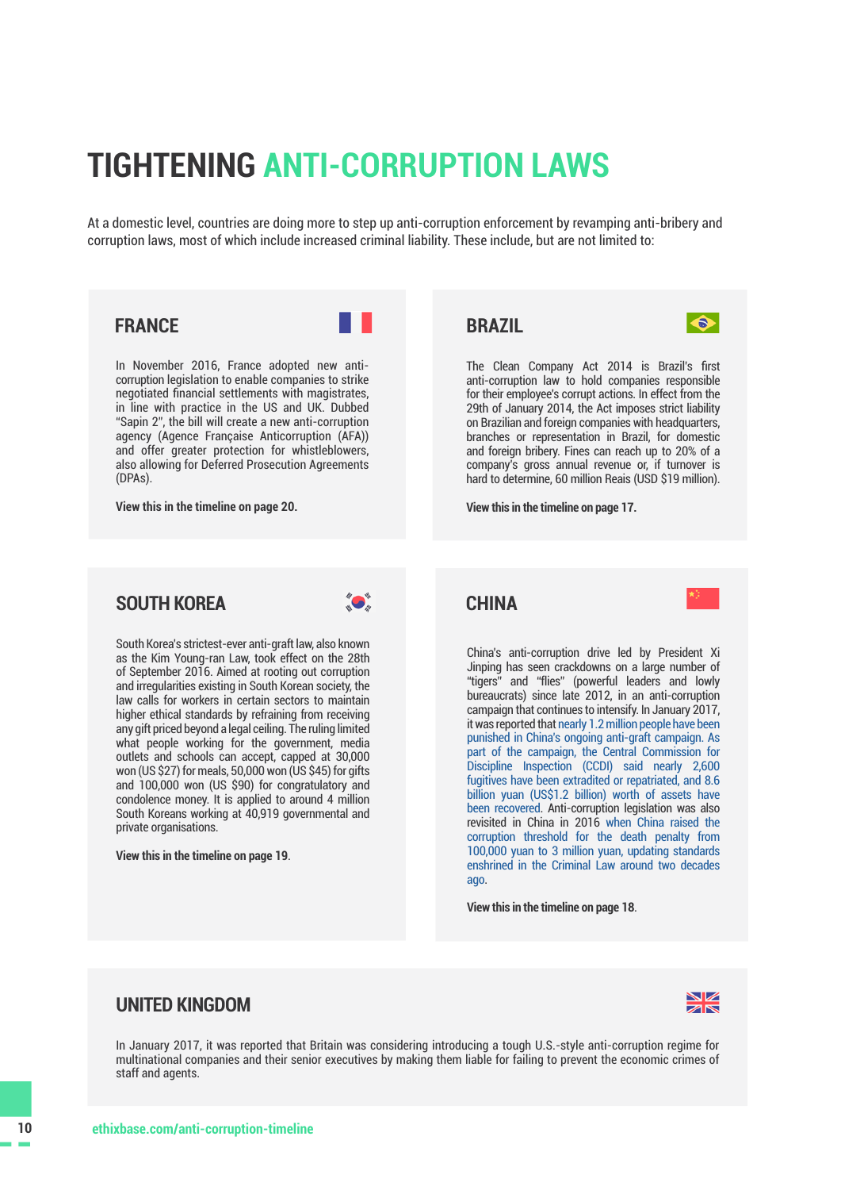# TIGHTENING ANTI-CORRUPTION LAWS

At a domestic level, countries are doing more to step up anti-corruption enforcement by revamping anti-bribery and corruption laws, most of which include increased criminal liability. These include, but are not limited to:

## FRANCE

In November 2016, France adopted new anti-corruption legislation to enable companies to strike negotiated financial settlements with magistrates, in line with practice in the US and UK. Dubbed "Sapin 2", the bill will create a new anti-corruption agency (Agence Française Anticorruption (AFA)) and offer greater protection for whistleblowers, also allowing for Deferred Prosecution Agreements (DPAs).

**View this in the timeline on page 20.**

## BRAZIL

The Clean Company Act 2014 is Brazil's first anti-corruption law to hold companies responsible for their employee's corrupt actions. In effect from the 29th of January 2014, the Act imposes strict liability on Brazilian and foreign companies with headquarters, branches or representation in Brazil, for domestic and foreign bribery. Fines can reach up to 20% of a company's gross annual revenue or, if turnover is hard to determine, 60 million Reais (USD $19 million).

**View this in the timeline on page 17.**

## SOUTH KOREA

South Korea's strictest-ever anti-graft law, also known as the Kim Young-ran Law, took effect on the 28th of September 2016. Aimed at rooting out corruption and irregularities existing in South Korean society, the law calls for workers in certain sectors to maintain higher ethical standards by refraining from receiving any gift priced beyond a legal ceiling. The ruling limited what people working for the government, media outlets and schools can accept, capped at 30,000 won (US $27) for meals, 50,000 won (US $45) for gifts and 100,000 won (US $90) for congratulatory and condolence money. It is applied to around 4 million South Koreans working at 40,919 governmental and private organisations.

**View this in the timeline on page 19.**

## CHINA

China's anti-corruption drive led by President Xi Jinping has seen crackdowns on a large number of "tigers" and "flies" (powerful leaders and lowly bureaucrats) since late 2012, in an anti-corruption campaign that continues to intensify. In January 2017, it was reported that nearly 1.2 million people have been punished in China's ongoing anti-graft campaign. As part of the campaign, the Central Commission for Discipline Inspection (CCDI) said nearly 2,600 fugitives have been extradited or repatriated, and 8.6 billion yuan (US$1.2 billion) worth of assets have been recovered. Anti-corruption legislation was also revisited in China in 2016 when China raised the corruption threshold for the death penalty from 100,000 yuan to 3 million yuan, updating standards enshrined in the Criminal Law around two decades ago.

**View this in the timeline on page 18.**

## UNITED KINGDOM

In January 2017, it was reported that Britain was considering introducing a tough U.S.-style anti-corruption regime for multinational companies and their senior executives by making them liable for failing to prevent the economic crimes of staff and agents.

ethixbase.com/anti-corruption-timeline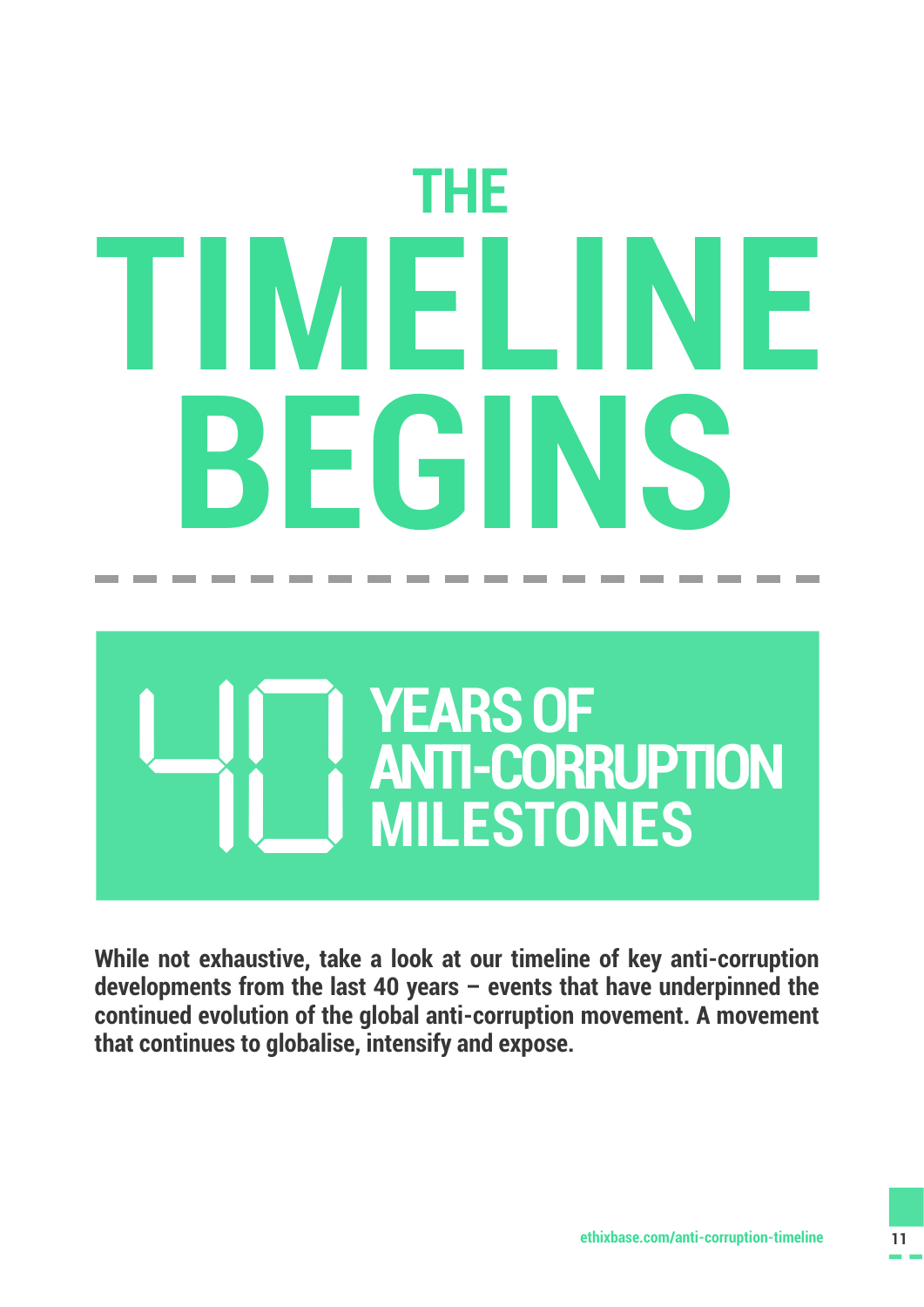# THE TIMELINE BEGINS

## 40 YEARS OF ANTI-CORRUPTION MILESTONES

**While not exhaustive, take a look at our timeline of key anti-corruption developments from the last 40 years – events that have underpinned the continued evolution of the global anti-corruption movement. A movement that continues to globalise, intensify and expose.**

ethixbase.com/anti-corruption-timeline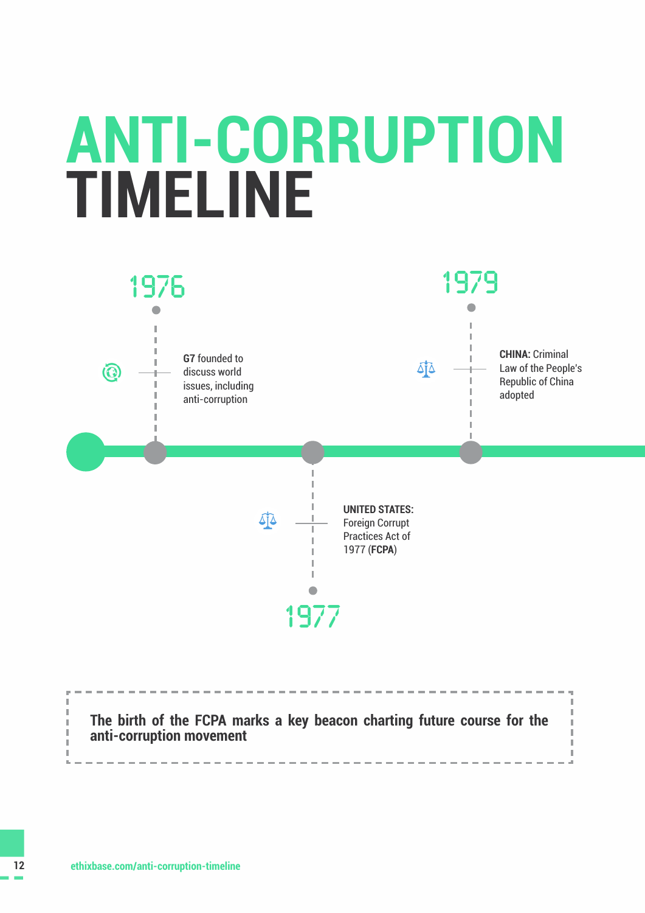# ANTI-CORRUPTION TIMELINE

**1976**

**G7** founded to discuss world issues, including anti-corruption

**1977**

**UNITED STATES:** Foreign Corrupt Practices Act of 1977 (**FCPA**)

**1979**

**CHINA:** Criminal Law of the People's Republic of China adopted

**The birth of the FCPA marks a key beacon charting future course for the anti-corruption movement**

ethixbase.com/anti-corruption-timeline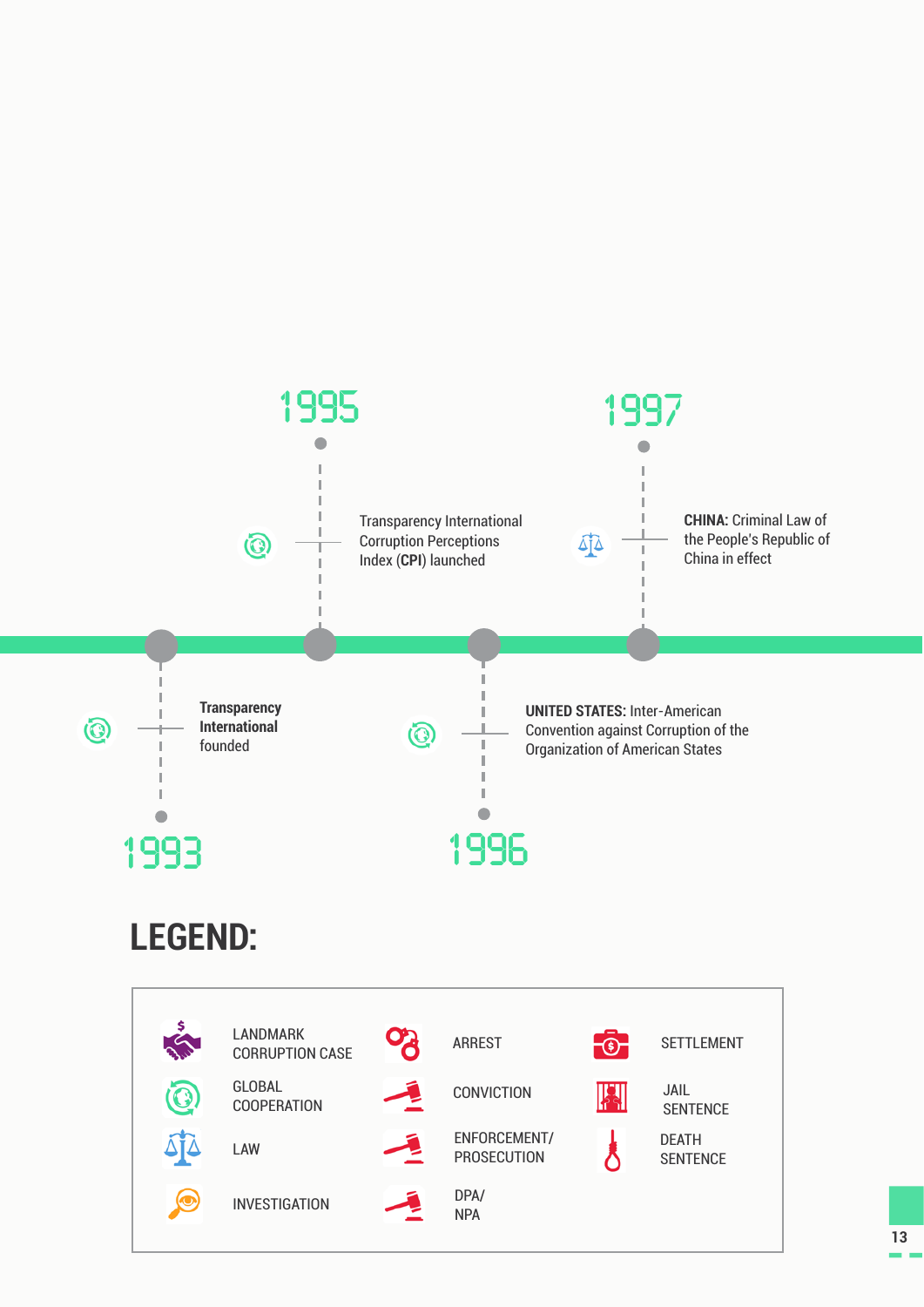**1993**

Transparency International founded

**1995**

Transparency International Corruption Perceptions Index (**CPI**) launched

**1996**

**UNITED STATES:** Inter-American Convention against Corruption of the Organization of American States

**1997**

**CHINA:** Criminal Law of the People's Republic of China in effect

## LEGEND:

- LANDMARK CORRUPTION CASE
- GLOBAL COOPERATION
- LAW
- INVESTIGATION
- ARREST
- CONVICTION
- ENFORCEMENT/ PROSECUTION
- DPA/ NPA
- SETTLEMENT
- JAIL SENTENCE
- DEATH SENTENCE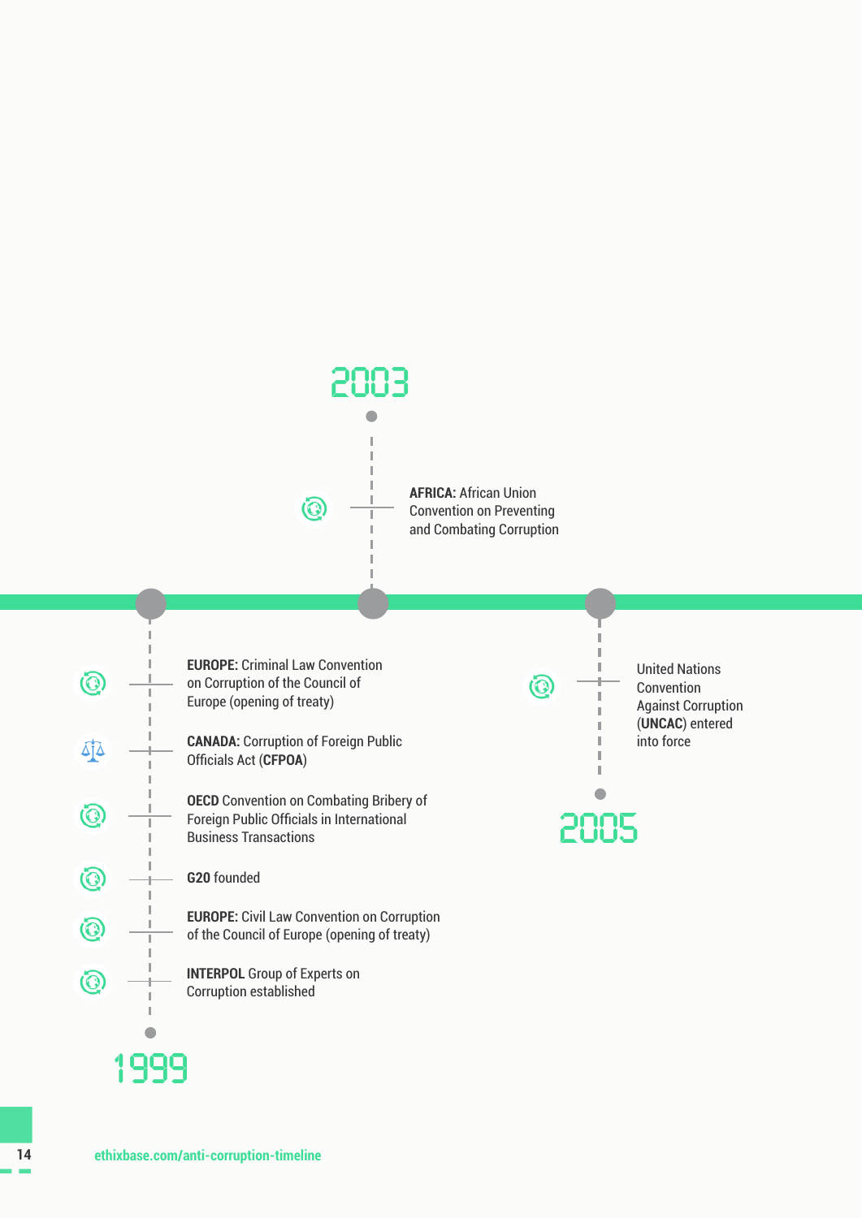## 1999

- **EUROPE:** Criminal Law Convention on Corruption of the Council of Europe (opening of treaty)
- **CANADA:** Corruption of Foreign Public Officials Act (**CFPOA**)
- **OECD** Convention on Combating Bribery of Foreign Public Officials in International Business Transactions
- **G20** founded
- **EUROPE:** Civil Law Convention on Corruption of the Council of Europe (opening of treaty)
- **INTERPOL** Group of Experts on Corruption established

## 2003

- **AFRICA:** African Union Convention on Preventing and Combating Corruption

## 2005

- United Nations Convention Against Corruption (**UNCAC**) entered into force

ethixbase.com/anti-corruption-timeline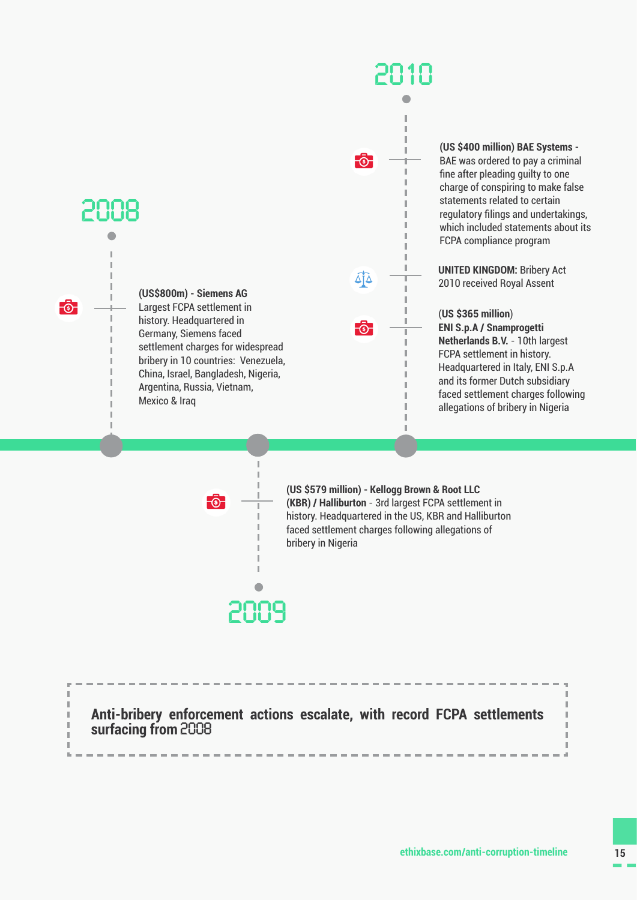## 2008

**(US$800m) - Siemens AG**
Largest FCPA settlement in history. Headquartered in Germany, Siemens faced settlement charges for widespread bribery in 10 countries: Venezuela, China, Israel, Bangladesh, Nigeria, Argentina, Russia, Vietnam, Mexico & Iraq

## 2009

**(US $579 million) - Kellogg Brown & Root LLC (KBR) / Halliburton** - 3rd largest FCPA settlement in history. Headquartered in the US, KBR and Halliburton faced settlement charges following allegations of bribery in Nigeria

## 2010

**(US $400 million) BAE Systems -** BAE was ordered to pay a criminal fine after pleading guilty to one charge of conspiring to make false statements related to certain regulatory filings and undertakings, which included statements about its FCPA compliance program

**UNITED KINGDOM:** Bribery Act 2010 received Royal Assent

(**US $365 million**)
**ENI S.p.A / Snamprogetti Netherlands B.V.** - 10th largest FCPA settlement in history. Headquartered in Italy, ENI S.p.A and its former Dutch subsidiary faced settlement charges following allegations of bribery in Nigeria

**Anti-bribery enforcement actions escalate, with record FCPA settlements surfacing from 2008**

ethixbase.com/anti-corruption-timeline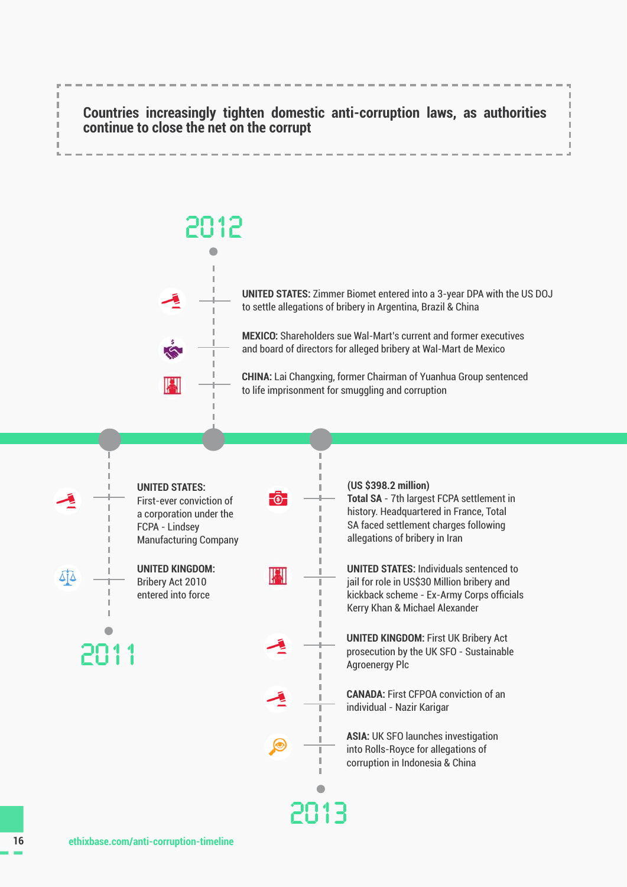**Countries increasingly tighten domestic anti-corruption laws, as authorities continue to close the net on the corrupt**

## 2011

- **UNITED STATES:** First-ever conviction of a corporation under the FCPA - Lindsey Manufacturing Company
- **UNITED KINGDOM:** Bribery Act 2010 entered into force

## 2012

- **UNITED STATES:** Zimmer Biomet entered into a 3-year DPA with the US DOJ to settle allegations of bribery in Argentina, Brazil & China
- **MEXICO:** Shareholders sue Wal-Mart's current and former executives and board of directors for alleged bribery at Wal-Mart de Mexico
- **CHINA:** Lai Changxing, former Chairman of Yuanhua Group sentenced to life imprisonment for smuggling and corruption

## 2013

- **(US $398.2 million)**
  **Total SA** - 7th largest FCPA settlement in history. Headquartered in France, Total SA faced settlement charges following allegations of bribery in Iran
- **UNITED STATES:** Individuals sentenced to jail for role in US$30 Million bribery and kickback scheme - Ex-Army Corps officials Kerry Khan & Michael Alexander
- **UNITED KINGDOM:** First UK Bribery Act prosecution by the UK SFO - Sustainable Agroenergy Plc
- **CANADA:** First CFPOA conviction of an individual - Nazir Karigar
- **ASIA:** UK SFO launches investigation into Rolls-Royce for allegations of corruption in Indonesia & China

ethixbase.com/anti-corruption-timeline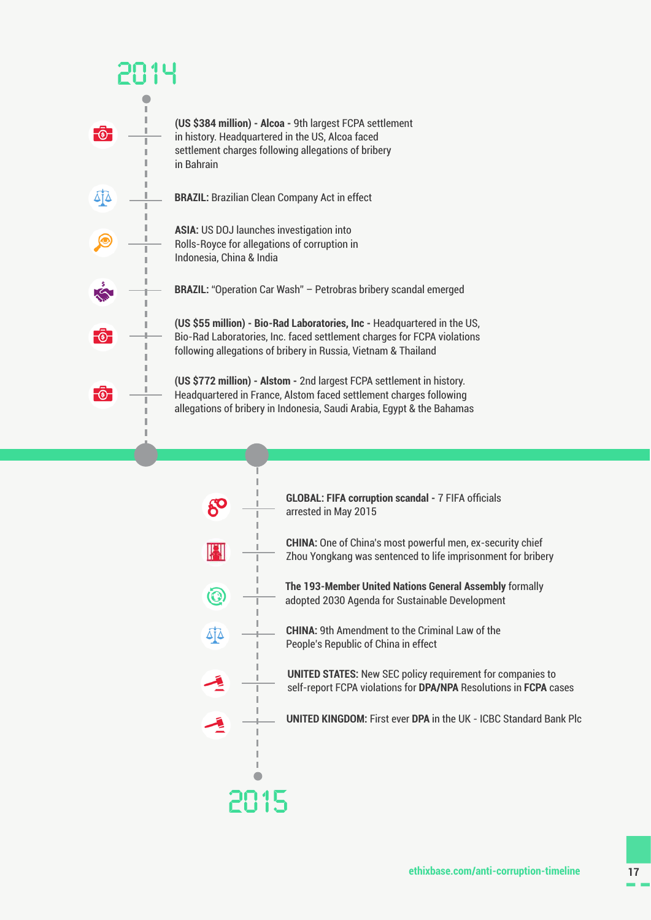## 2014

- **(US $384 million) - Alcoa -** 9th largest FCPA settlement in history. Headquartered in the US, Alcoa faced settlement charges following allegations of bribery in Bahrain
- **BRAZIL:** Brazilian Clean Company Act in effect
- **ASIA:** US DOJ launches investigation into Rolls-Royce for allegations of corruption in Indonesia, China & India
- **BRAZIL:** "Operation Car Wash" – Petrobras bribery scandal emerged
- **(US $55 million) - Bio-Rad Laboratories, Inc -** Headquartered in the US, Bio-Rad Laboratories, Inc. faced settlement charges for FCPA violations following allegations of bribery in Russia, Vietnam & Thailand
- **(US $772 million) - Alstom -** 2nd largest FCPA settlement in history. Headquartered in France, Alstom faced settlement charges following allegations of bribery in Indonesia, Saudi Arabia, Egypt & the Bahamas

## 2015

- **GLOBAL: FIFA corruption scandal -** 7 FIFA officials arrested in May 2015
- **CHINA:** One of China's most powerful men, ex-security chief Zhou Yongkang was sentenced to life imprisonment for bribery
- **The 193-Member United Nations General Assembly** formally adopted 2030 Agenda for Sustainable Development
- **CHINA:** 9th Amendment to the Criminal Law of the People's Republic of China in effect
- **UNITED STATES:** New SEC policy requirement for companies to self-report FCPA violations for **DPA/NPA** Resolutions in **FCPA** cases
- **UNITED KINGDOM:** First ever **DPA** in the UK - ICBC Standard Bank Plc

ethixbase.com/anti-corruption-timeline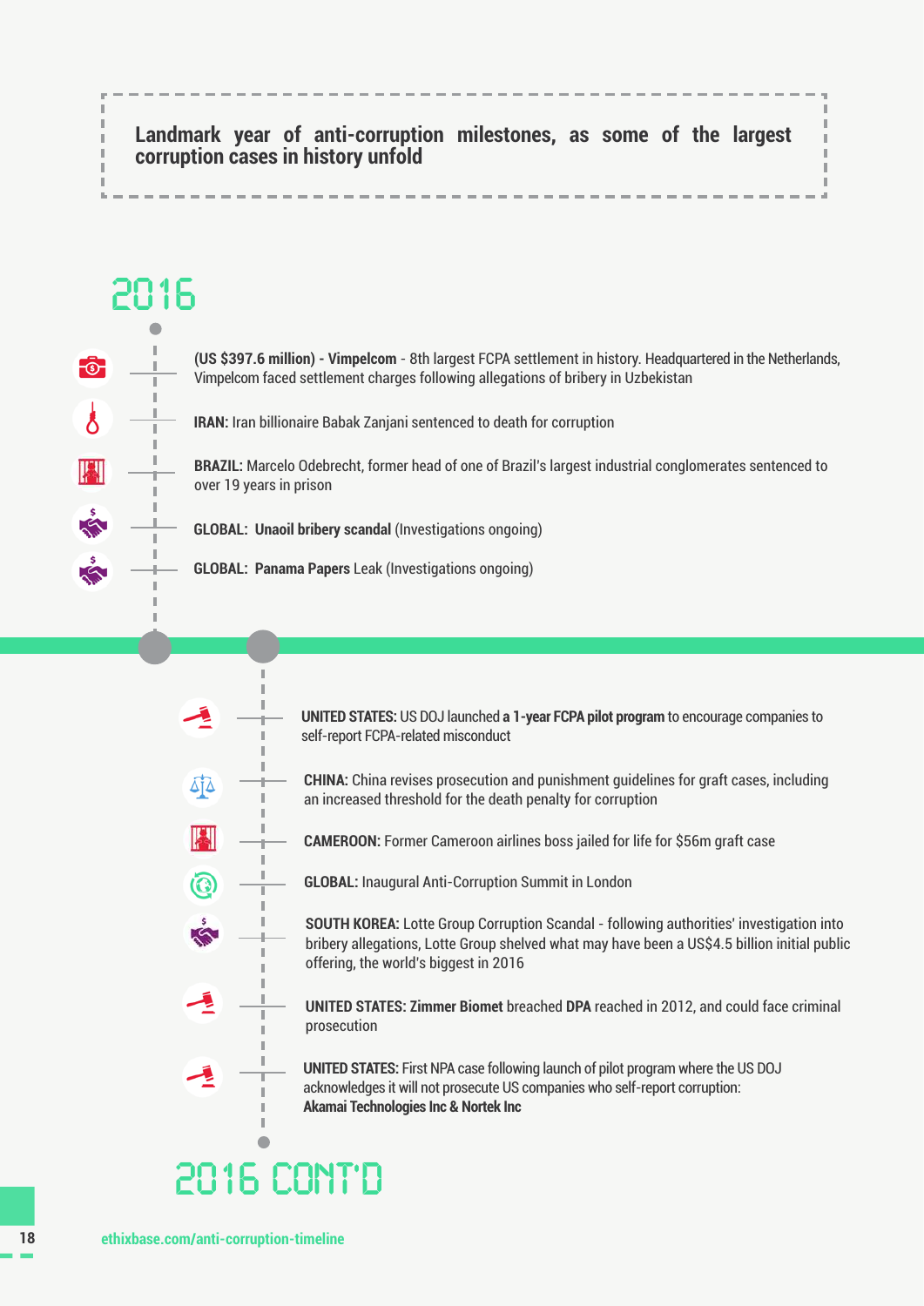**Landmark year of anti-corruption milestones, as some of the largest corruption cases in history unfold**

## 2016

- **(US $397.6 million) - Vimpelcom** - 8th largest FCPA settlement in history. Headquartered in the Netherlands, Vimpelcom faced settlement charges following allegations of bribery in Uzbekistan
- **IRAN:** Iran billionaire Babak Zanjani sentenced to death for corruption
- **BRAZIL:** Marcelo Odebrecht, former head of one of Brazil's largest industrial conglomerates sentenced to over 19 years in prison
- **GLOBAL: Unaoil bribery scandal** (Investigations ongoing)
- **GLOBAL: Panama Papers** Leak (Investigations ongoing)

---

- **UNITED STATES:** US DOJ launched **a 1-year FCPA pilot program** to encourage companies to self-report FCPA-related misconduct
- **CHINA:** China revises prosecution and punishment guidelines for graft cases, including an increased threshold for the death penalty for corruption
- **CAMEROON:** Former Cameroon airlines boss jailed for life for $56m graft case
- **GLOBAL:** Inaugural Anti-Corruption Summit in London
- **SOUTH KOREA:** Lotte Group Corruption Scandal - following authorities' investigation into bribery allegations, Lotte Group shelved what may have been a US$4.5 billion initial public offering, the world's biggest in 2016
- **UNITED STATES: Zimmer Biomet** breached **DPA** reached in 2012, and could face criminal prosecution
- **UNITED STATES:** First NPA case following launch of pilot program where the US DOJ acknowledges it will not prosecute US companies who self-report corruption: **Akamai Technologies Inc & Nortek Inc**

## 2016 CONT'D

ethixbase.com/anti-corruption-timeline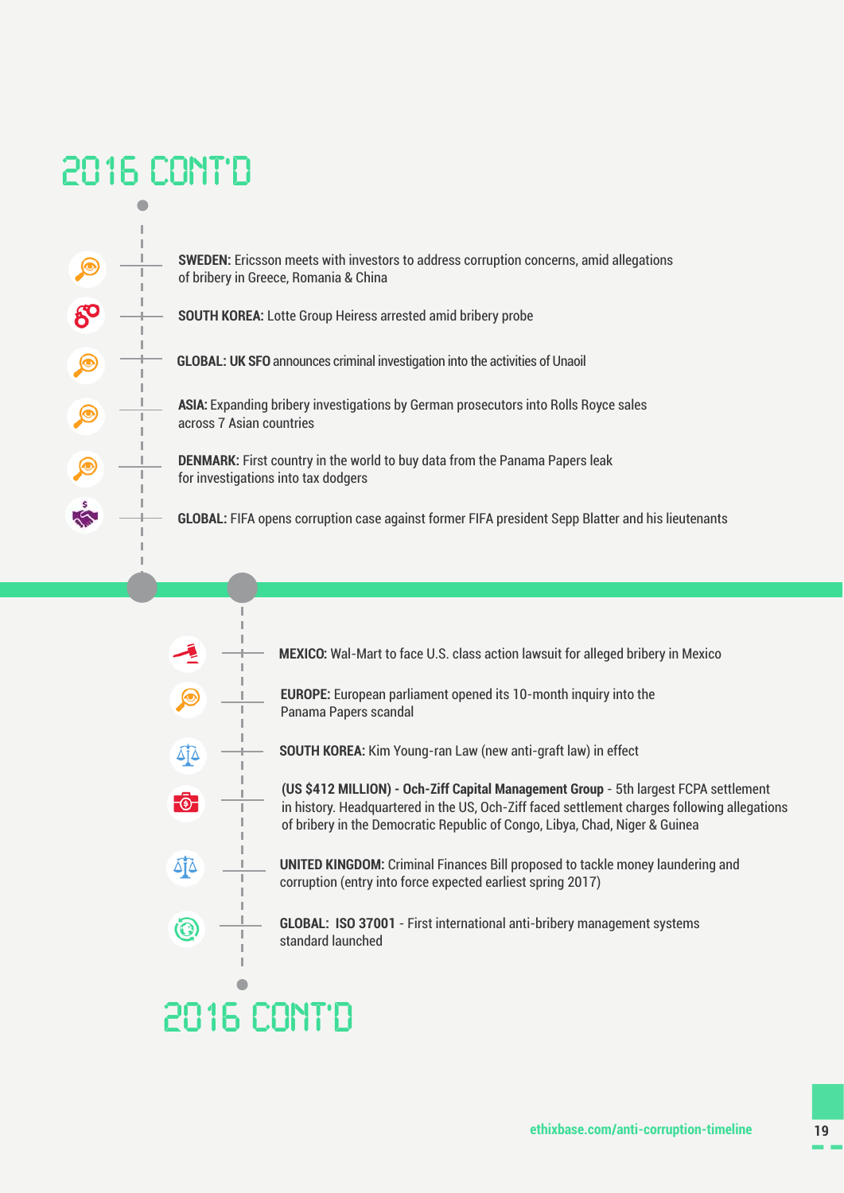## 2016 CONT'D

- **SWEDEN:** Ericsson meets with investors to address corruption concerns, amid allegations of bribery in Greece, Romania & China
- **SOUTH KOREA:** Lotte Group Heiress arrested amid bribery probe
- **GLOBAL: UK SFO** announces criminal investigation into the activities of Unaoil
- **ASIA:** Expanding bribery investigations by German prosecutors into Rolls Royce sales across 7 Asian countries
- **DENMARK:** First country in the world to buy data from the Panama Papers leak for investigations into tax dodgers
- **GLOBAL:** FIFA opens corruption case against former FIFA president Sepp Blatter and his lieutenants

- **MEXICO:** Wal-Mart to face U.S. class action lawsuit for alleged bribery in Mexico
- **EUROPE:** European parliament opened its 10-month inquiry into the Panama Papers scandal
- **SOUTH KOREA:** Kim Young-ran Law (new anti-graft law) in effect
- **(US $412 MILLION) - Och-Ziff Capital Management Group** - 5th largest FCPA settlement in history. Headquartered in the US, Och-Ziff faced settlement charges following allegations of bribery in the Democratic Republic of Congo, Libya, Chad, Niger & Guinea
- **UNITED KINGDOM:** Criminal Finances Bill proposed to tackle money laundering and corruption (entry into force expected earliest spring 2017)
- **GLOBAL: ISO 37001** - First international anti-bribery management systems standard launched

## 2016 CONT'D

ethixbase.com/anti-corruption-timeline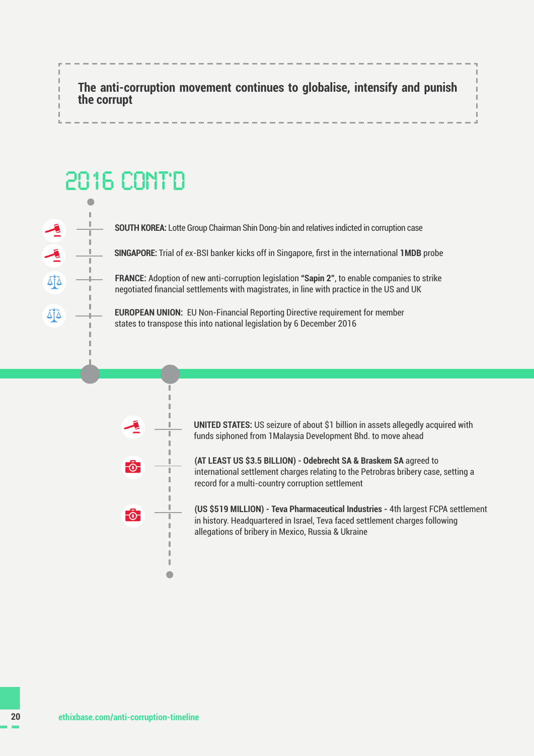**The anti-corruption movement continues to globalise, intensify and punish the corrupt**

## 2016 CONT'D

- **SOUTH KOREA:** Lotte Group Chairman Shin Dong-bin and relatives indicted in corruption case
- **SINGAPORE:** Trial of ex-BSI banker kicks off in Singapore, first in the international **1MDB** probe
- **FRANCE:** Adoption of new anti-corruption legislation **"Sapin 2"**, to enable companies to strike negotiated financial settlements with magistrates, in line with practice in the US and UK
- **EUROPEAN UNION:** EU Non-Financial Reporting Directive requirement for member states to transpose this into national legislation by 6 December 2016

- **UNITED STATES:** US seizure of about $1 billion in assets allegedly acquired with funds siphoned from 1Malaysia Development Bhd. to move ahead
- **(AT LEAST US $3.5 BILLION) - Odebrecht SA & Braskem SA** agreed to international settlement charges relating to the Petrobras bribery case, setting a record for a multi-country corruption settlement
- **(US $519 MILLION) - Teva Pharmaceutical Industries -** 4th largest FCPA settlement in history. Headquartered in Israel, Teva faced settlement charges following allegations of bribery in Mexico, Russia & Ukraine

ethixbase.com/anti-corruption-timeline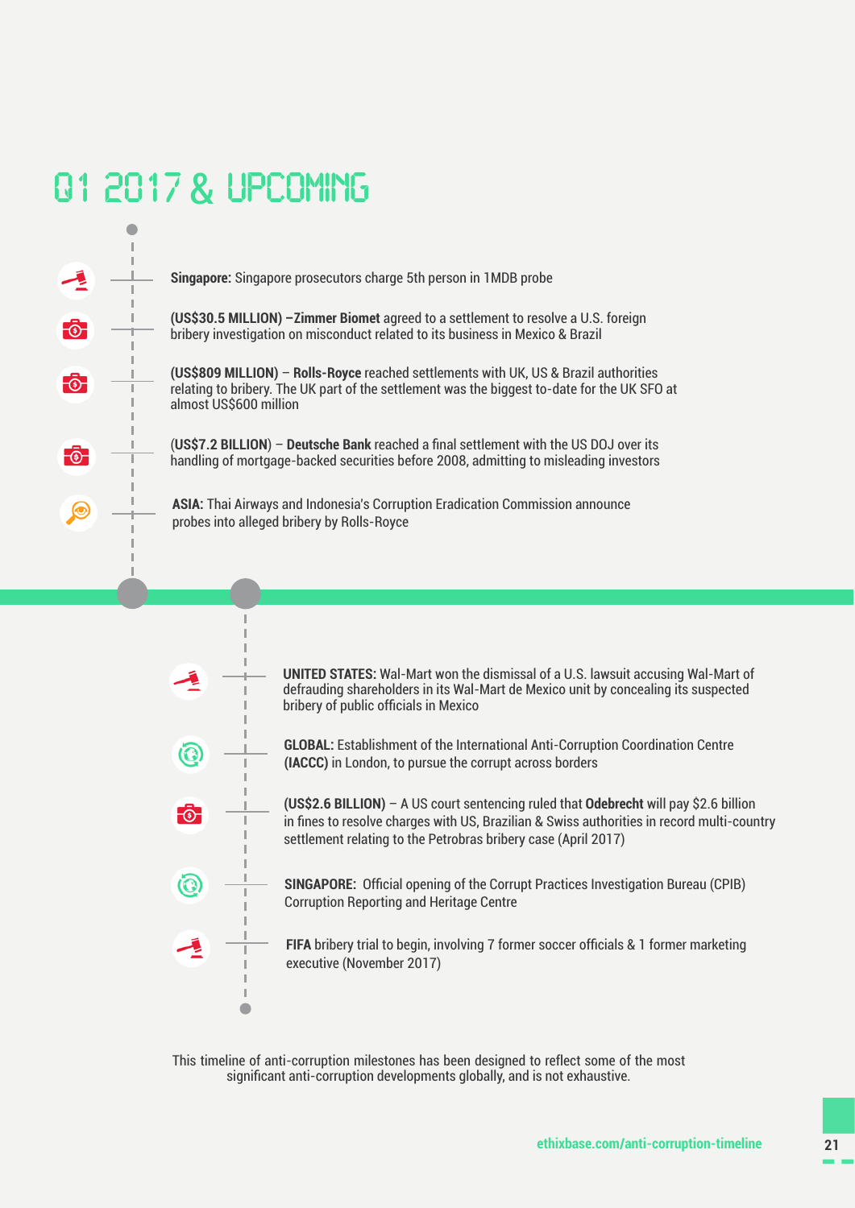# Q1 2017 & UPCOMING

- **Singapore:** Singapore prosecutors charge 5th person in 1MDB probe
- **(US$30.5 MILLION) –Zimmer Biomet** agreed to a settlement to resolve a U.S. foreign bribery investigation on misconduct related to its business in Mexico & Brazil
- **(US$809 MILLION)** – **Rolls-Royce** reached settlements with UK, US & Brazil authorities relating to bribery. The UK part of the settlement was the biggest to-date for the UK SFO at almost US$600 million
- (**US$7.2 BILLION**) – **Deutsche Bank** reached a final settlement with the US DOJ over its handling of mortgage-backed securities before 2008, admitting to misleading investors
- **ASIA:** Thai Airways and Indonesia's Corruption Eradication Commission announce probes into alleged bribery by Rolls-Royce

---

- **UNITED STATES:** Wal-Mart won the dismissal of a U.S. lawsuit accusing Wal-Mart of defrauding shareholders in its Wal-Mart de Mexico unit by concealing its suspected bribery of public officials in Mexico
- **GLOBAL:** Establishment of the International Anti-Corruption Coordination Centre **(IACCC)** in London, to pursue the corrupt across borders
- **(US$2.6 BILLION)** – A US court sentencing ruled that **Odebrecht** will pay $2.6 billion in fines to resolve charges with US, Brazilian & Swiss authorities in record multi-country settlement relating to the Petrobras bribery case (April 2017)
- **SINGAPORE:** Official opening of the Corrupt Practices Investigation Bureau (CPIB) Corruption Reporting and Heritage Centre
- **FIFA** bribery trial to begin, involving 7 former soccer officials & 1 former marketing executive (November 2017)

This timeline of anti-corruption milestones has been designed to reflect some of the most significant anti-corruption developments globally, and is not exhaustive.

ethixbase.com/anti-corruption-timeline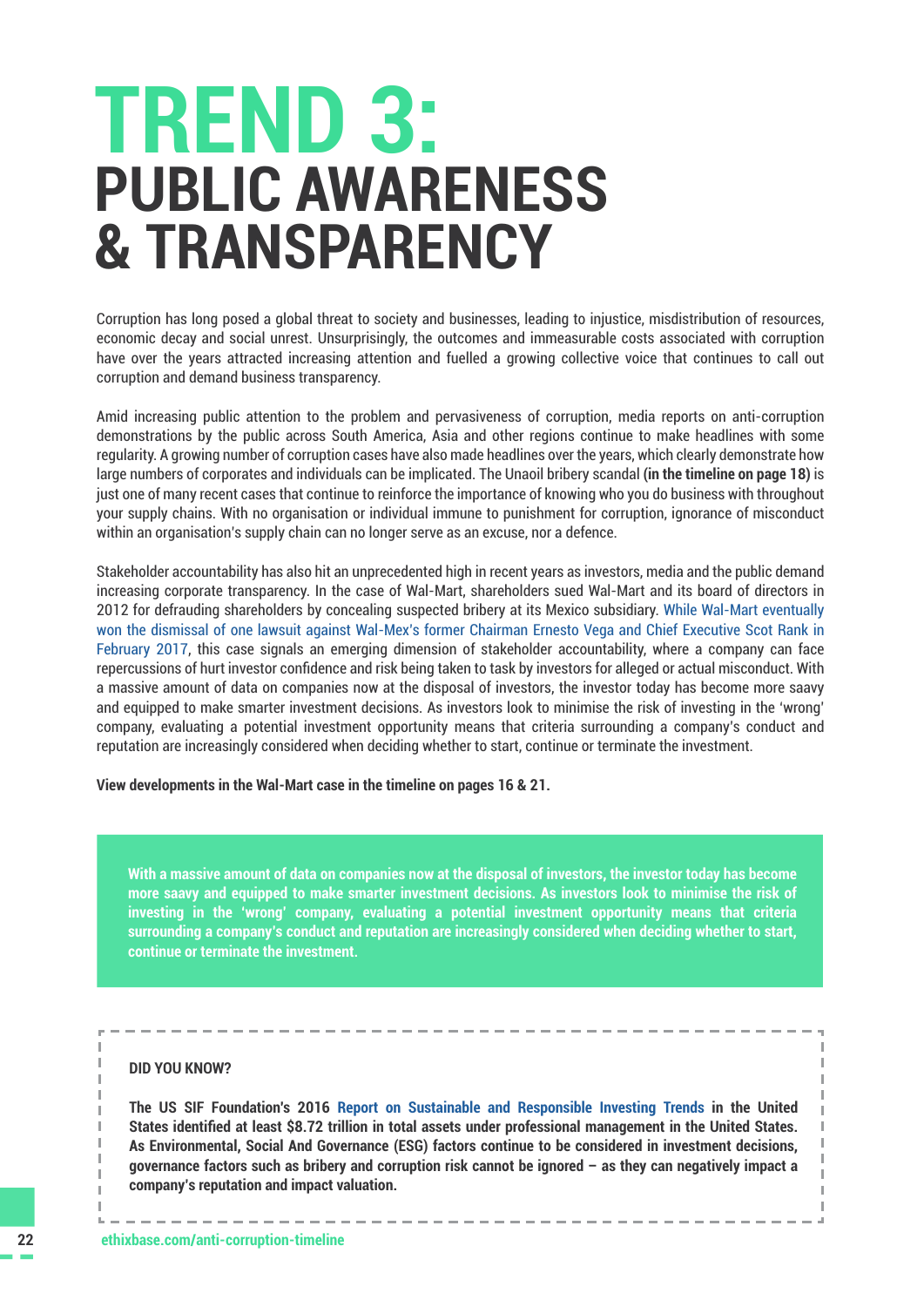# TREND 3:
# PUBLIC AWARENESS & TRANSPARENCY

Corruption has long posed a global threat to society and businesses, leading to injustice, misdistribution of resources, economic decay and social unrest. Unsurprisingly, the outcomes and immeasurable costs associated with corruption have over the years attracted increasing attention and fuelled a growing collective voice that continues to call out corruption and demand business transparency.

Amid increasing public attention to the problem and pervasiveness of corruption, media reports on anti-corruption demonstrations by the public across South America, Asia and other regions continue to make headlines with some regularity. A growing number of corruption cases have also made headlines over the years, which clearly demonstrate how large numbers of corporates and individuals can be implicated. The Unaoil bribery scandal **(in the timeline on page 18)** is just one of many recent cases that continue to reinforce the importance of knowing who you do business with throughout your supply chains. With no organisation or individual immune to punishment for corruption, ignorance of misconduct within an organisation's supply chain can no longer serve as an excuse, nor a defence.

Stakeholder accountability has also hit an unprecedented high in recent years as investors, media and the public demand increasing corporate transparency. In the case of Wal-Mart, shareholders sued Wal-Mart and its board of directors in 2012 for defrauding shareholders by concealing suspected bribery at its Mexico subsidiary. While Wal-Mart eventually won the dismissal of one lawsuit against Wal-Mex's former Chairman Ernesto Vega and Chief Executive Scot Rank in February 2017, this case signals an emerging dimension of stakeholder accountability, where a company can face repercussions of hurt investor confidence and risk being taken to task by investors for alleged or actual misconduct. With a massive amount of data on companies now at the disposal of investors, the investor today has become more saavy and equipped to make smarter investment decisions. As investors look to minimise the risk of investing in the 'wrong' company, evaluating a potential investment opportunity means that criteria surrounding a company's conduct and reputation are increasingly considered when deciding whether to start, continue or terminate the investment.

**View developments in the Wal-Mart case in the timeline on pages 16 & 21.**

> **With a massive amount of data on companies now at the disposal of investors, the investor today has become more saavy and equipped to make smarter investment decisions. As investors look to minimise the risk of investing in the 'wrong' company, evaluating a potential investment opportunity means that criteria surrounding a company's conduct and reputation are increasingly considered when deciding whether to start, continue or terminate the investment.**

**DID YOU KNOW?**

**The US SIF Foundation's 2016 Report on Sustainable and Responsible Investing Trends in the United States identified at least $8.72 trillion in total assets under professional management in the United States. As Environmental, Social And Governance (ESG) factors continue to be considered in investment decisions, governance factors such as bribery and corruption risk cannot be ignored – as they can negatively impact a company's reputation and impact valuation.**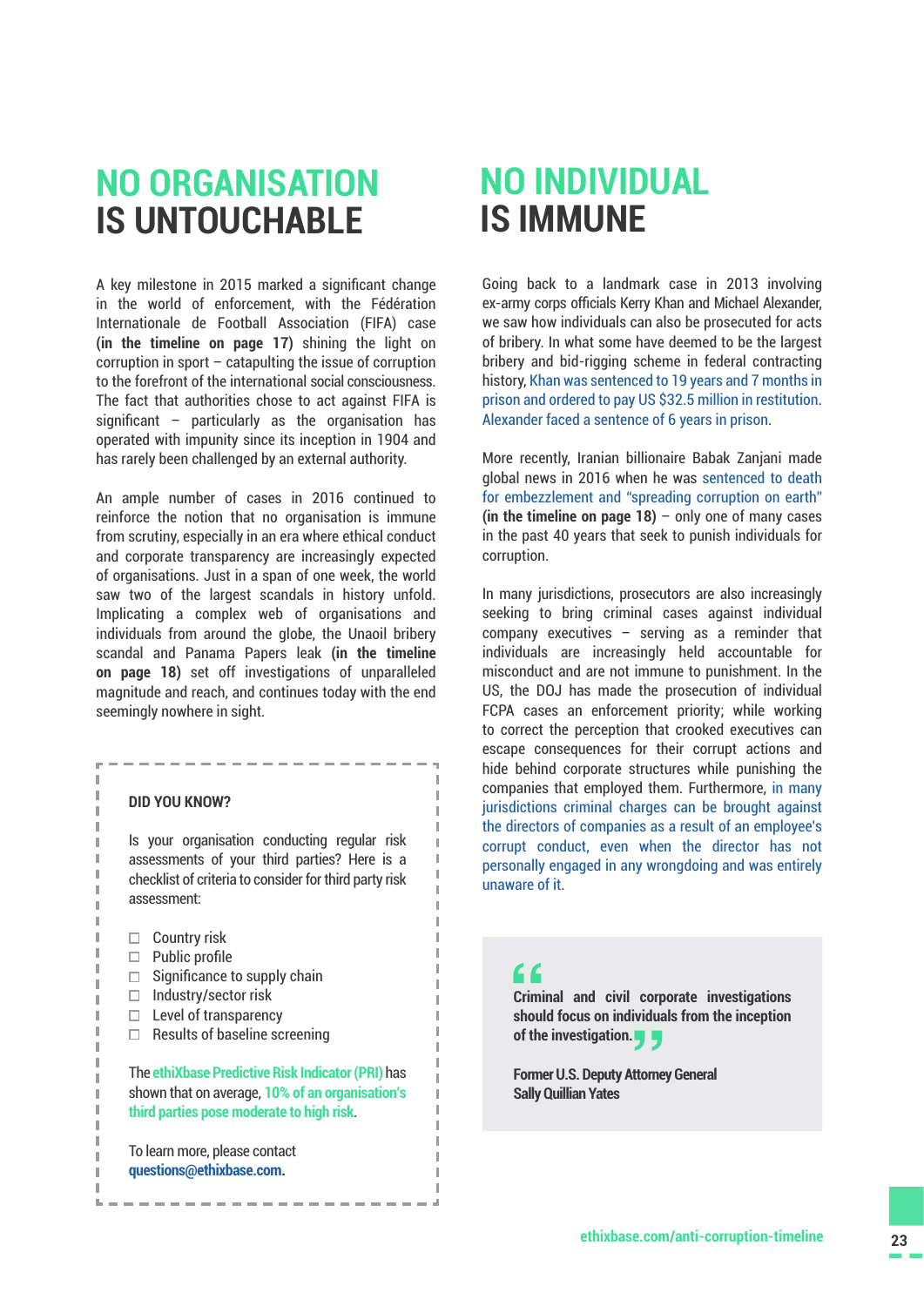# NO ORGANISATION IS UNTOUCHABLE

A key milestone in 2015 marked a significant change in the world of enforcement, with the Fédération Internationale de Football Association (FIFA) case **(in the timeline on page 17)** shining the light on corruption in sport – catapulting the issue of corruption to the forefront of the international social consciousness. The fact that authorities chose to act against FIFA is significant – particularly as the organisation has operated with impunity since its inception in 1904 and has rarely been challenged by an external authority.

An ample number of cases in 2016 continued to reinforce the notion that no organisation is immune from scrutiny, especially in an era where ethical conduct and corporate transparency are increasingly expected of organisations. Just in a span of one week, the world saw two of the largest scandals in history unfold. Implicating a complex web of organisations and individuals from around the globe, the Unaoil bribery scandal and Panama Papers leak **(in the timeline on page 18)** set off investigations of unparalleled magnitude and reach, and continues today with the end seemingly nowhere in sight.

**DID YOU KNOW?**

Is your organisation conducting regular risk assessments of your third parties? Here is a checklist of criteria to consider for third party risk assessment:

- ☐ Country risk
- ☐ Public profile
- ☐ Significance to supply chain
- ☐ Industry/sector risk
- ☐ Level of transparency
- ☐ Results of baseline screening

The ethiXbase Predictive Risk Indicator (PRI) has shown that on average, 10% of an organisation's third parties pose moderate to high risk.

To learn more, please contact **questions@ethixbase.com**.

# NO INDIVIDUAL IS IMMUNE

Going back to a landmark case in 2013 involving ex-army corps officials Kerry Khan and Michael Alexander, we saw how individuals can also be prosecuted for acts of bribery. In what some have deemed to be the largest bribery and bid-rigging scheme in federal contracting history, Khan was sentenced to 19 years and 7 months in prison and ordered to pay US $32.5 million in restitution. Alexander faced a sentence of 6 years in prison.

More recently, Iranian billionaire Babak Zanjani made global news in 2016 when he was sentenced to death for embezzlement and "spreading corruption on earth" **(in the timeline on page 18)** – only one of many cases in the past 40 years that seek to punish individuals for corruption.

In many jurisdictions, prosecutors are also increasingly seeking to bring criminal cases against individual company executives – serving as a reminder that individuals are increasingly held accountable for misconduct and are not immune to punishment. In the US, the DOJ has made the prosecution of individual FCPA cases an enforcement priority; while working to correct the perception that crooked executives can escape consequences for their corrupt actions and hide behind corporate structures while punishing the companies that employed them. Furthermore, in many jurisdictions criminal charges can be brought against the directors of companies as a result of an employee's corrupt conduct, even when the director has not personally engaged in any wrongdoing and was entirely unaware of it.

> **"Criminal and civil corporate investigations should focus on individuals from the inception of the investigation."**
>
> **Former U.S. Deputy Attorney General Sally Quillian Yates**

ethixbase.com/anti-corruption-timeline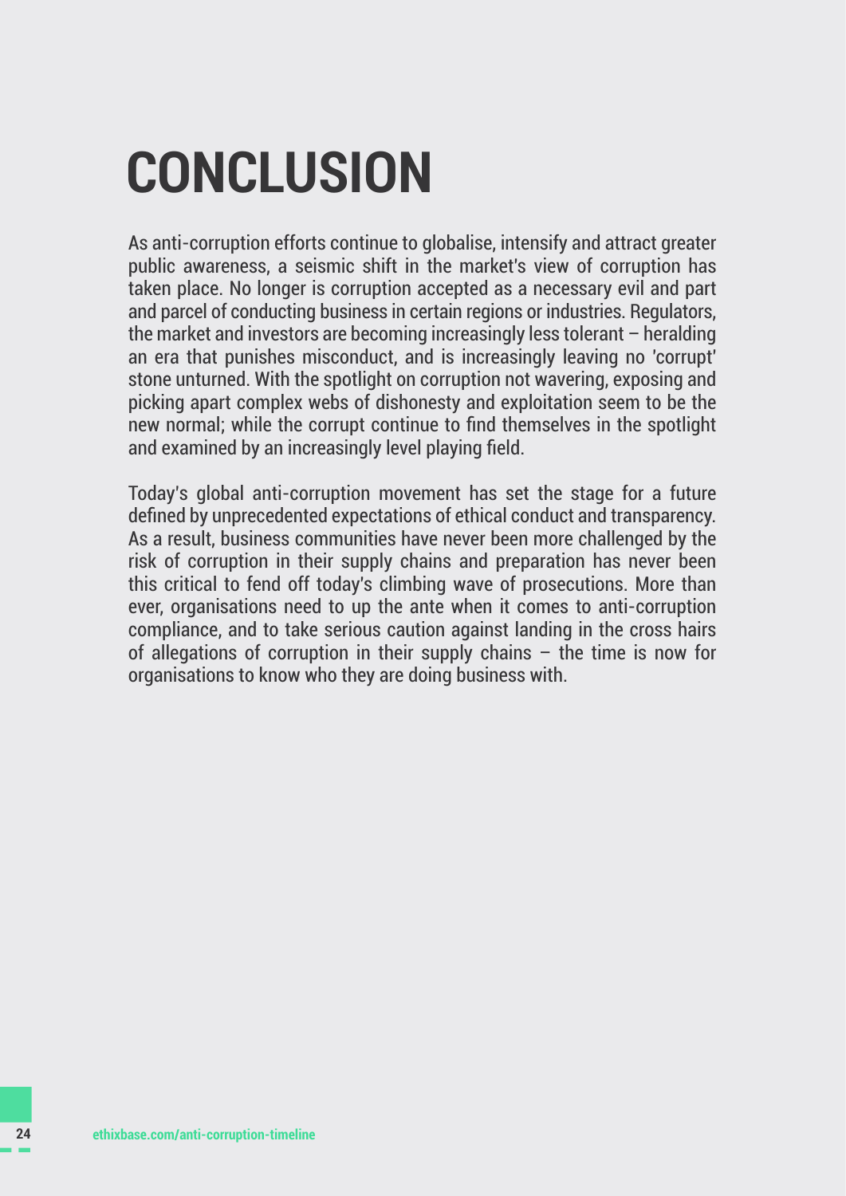# CONCLUSION

As anti-corruption efforts continue to globalise, intensify and attract greater public awareness, a seismic shift in the market's view of corruption has taken place. No longer is corruption accepted as a necessary evil and part and parcel of conducting business in certain regions or industries. Regulators, the market and investors are becoming increasingly less tolerant – heralding an era that punishes misconduct, and is increasingly leaving no 'corrupt' stone unturned. With the spotlight on corruption not wavering, exposing and picking apart complex webs of dishonesty and exploitation seem to be the new normal; while the corrupt continue to find themselves in the spotlight and examined by an increasingly level playing field.

Today's global anti-corruption movement has set the stage for a future defined by unprecedented expectations of ethical conduct and transparency. As a result, business communities have never been more challenged by the risk of corruption in their supply chains and preparation has never been this critical to fend off today's climbing wave of prosecutions. More than ever, organisations need to up the ante when it comes to anti-corruption compliance, and to take serious caution against landing in the cross hairs of allegations of corruption in their supply chains – the time is now for organisations to know who they are doing business with.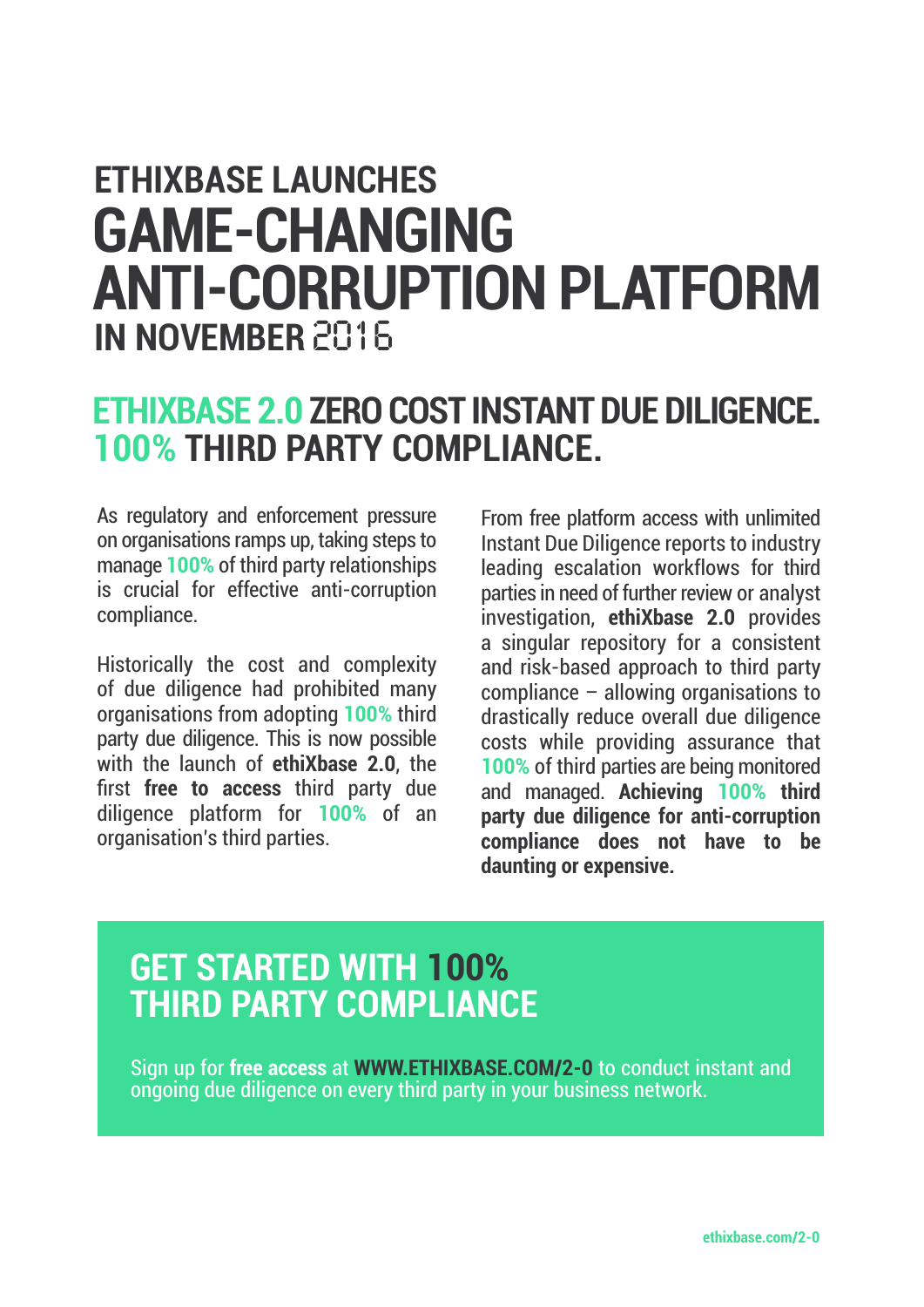# ETHIXBASE LAUNCHES GAME-CHANGING ANTI-CORRUPTION PLATFORM IN NOVEMBER 2016

## ETHIXBASE 2.0 ZERO COST INSTANT DUE DILIGENCE. 100% THIRD PARTY COMPLIANCE.

As regulatory and enforcement pressure on organisations ramps up, taking steps to manage 100% of third party relationships is crucial for effective anti-corruption compliance.

Historically the cost and complexity of due diligence had prohibited many organisations from adopting 100% third party due diligence. This is now possible with the launch of **ethiXbase 2.0**, the first **free to access** third party due diligence platform for 100% of an organisation's third parties.

From free platform access with unlimited Instant Due Diligence reports to industry leading escalation workflows for third parties in need of further review or analyst investigation, **ethiXbase 2.0** provides a singular repository for a consistent and risk-based approach to third party compliance – allowing organisations to drastically reduce overall due diligence costs while providing assurance that 100% of third parties are being monitored and managed. **Achieving 100% third party due diligence for anti-corruption compliance does not have to be daunting or expensive.**

## GET STARTED WITH 100% THIRD PARTY COMPLIANCE

Sign up for **free access** at **WWW.ETHIXBASE.COM/2-0** to conduct instant and ongoing due diligence on every third party in your business network.

ethixbase.com/2-0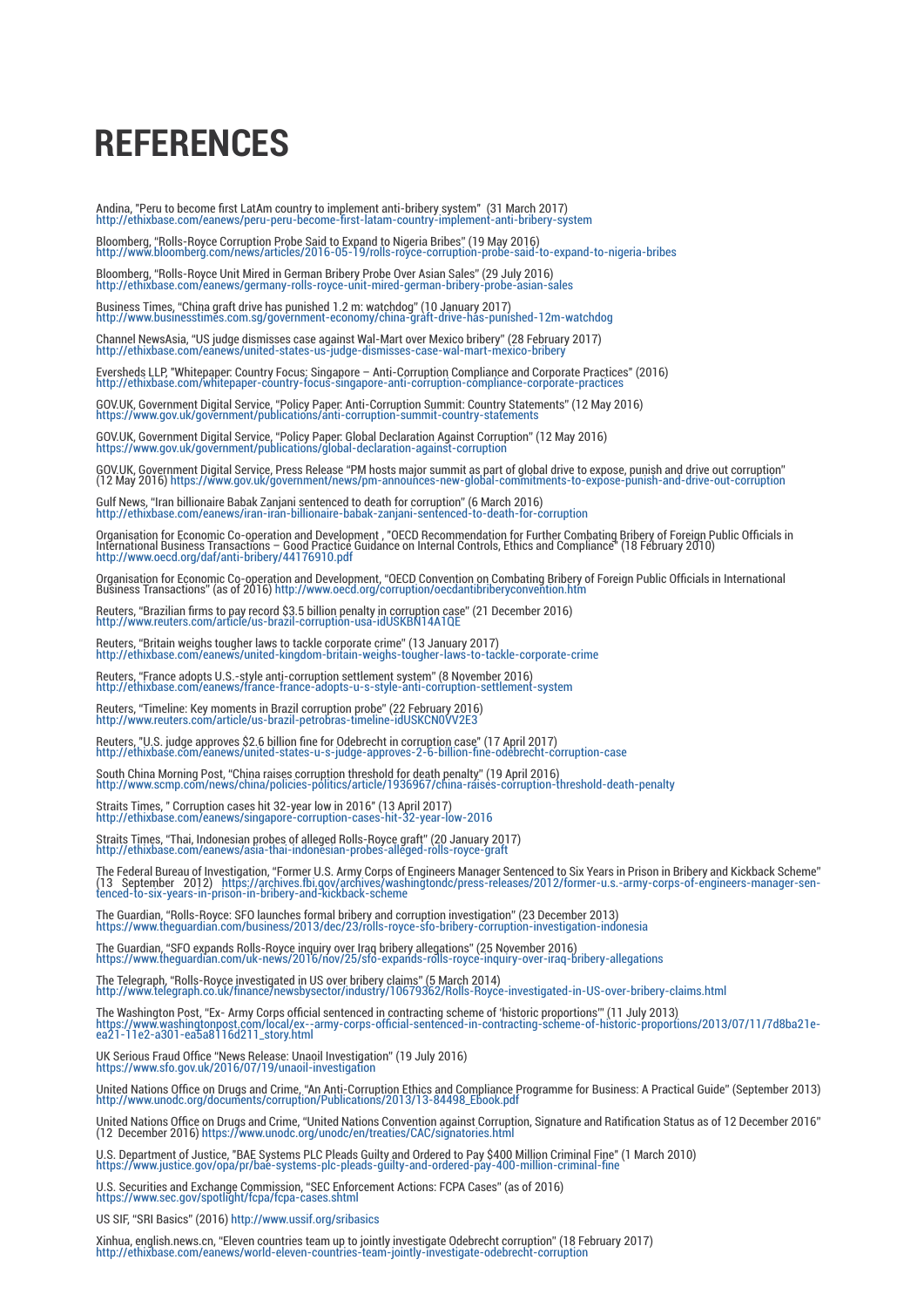# REFERENCES

Andina, "Peru to become first LatAm country to implement anti-bribery system" (31 March 2017)
http://ethixbase.com/eanews/peru-peru-become-first-latam-country-implement-anti-bribery-system

Bloomberg, "Rolls-Royce Corruption Probe Said to Expand to Nigeria Bribes" (19 May 2016)
http://www.bloomberg.com/news/articles/2016-05-19/rolls-royce-corruption-probe-said-to-expand-to-nigeria-bribes

Bloomberg, "Rolls-Royce Unit Mired in German Bribery Probe Over Asian Sales" (29 July 2016)
http://ethixbase.com/eanews/germany-rolls-royce-unit-mired-german-bribery-probe-asian-sales

Business Times, "China graft drive has punished 1.2 m: watchdog" (10 January 2017)
http://www.businesstimes.com.sg/government-economy/china-graft-drive-has-punished-12m-watchdog

Channel NewsAsia, "US judge dismisses case against Wal-Mart over Mexico bribery" (28 February 2017)
http://ethixbase.com/eanews/united-states-us-judge-dismisses-case-wal-mart-mexico-bribery

Eversheds LLP, "Whitepaper: Country Focus: Singapore – Anti-Corruption Compliance and Corporate Practices" (2016)
http://ethixbase.com/whitepaper-country-focus-singapore-anti-corruption-compliance-corporate-practices

GOV.UK, Government Digital Service, "Policy Paper: Anti-Corruption Summit: Country Statements" (12 May 2016)
https://www.gov.uk/government/publications/anti-corruption-summit-country-statements

GOV.UK, Government Digital Service, "Policy Paper: Global Declaration Against Corruption" (12 May 2016)
https://www.gov.uk/government/publications/global-declaration-against-corruption

GOV.UK, Government Digital Service, Press Release "PM hosts major summit as part of global drive to expose, punish and drive out corruption" (12 May 2016) https://www.gov.uk/government/news/pm-announces-new-global-commitments-to-expose-punish-and-drive-out-corruption

Gulf News, "Iran billionaire Babak Zanjani sentenced to death for corruption" (6 March 2016)
http://ethixbase.com/eanews/iran-iran-billionaire-babak-zanjani-sentenced-to-death-for-corruption

Organisation for Economic Co-operation and Development , "OECD Recommendation for Further Combating Bribery of Foreign Public Officials in International Business Transactions – Good Practice Guidance on Internal Controls, Ethics and Compliance" (18 February 2010)
http://www.oecd.org/daf/anti-bribery/44176910.pdf

Organisation for Economic Co-operation and Development, "OECD Convention on Combating Bribery of Foreign Public Officials in International Business Transactions" (as of 2016) http://www.oecd.org/corruption/oecdantibriberyconvention.htm

Reuters, "Brazilian firms to pay record $3.5 billion penalty in corruption case" (21 December 2016)
http://www.reuters.com/article/us-brazil-corruption-usa-idUSKBN14A1QE

Reuters, "Britain weighs tougher laws to tackle corporate crime" (13 January 2017)
http://ethixbase.com/eanews/united-kingdom-britain-weighs-tougher-laws-to-tackle-corporate-crime

Reuters, "France adopts U.S.-style anti-corruption settlement system" (8 November 2016)
http://ethixbase.com/eanews/france-france-adopts-u-s-style-anti-corruption-settlement-system

Reuters, "Timeline: Key moments in Brazil corruption probe" (22 February 2016)
http://www.reuters.com/article/us-brazil-petrobras-timeline-idUSKCN0VV2E3

Reuters, "U.S. judge approves $2.6 billion fine for Odebrecht in corruption case" (17 April 2017)
http://ethixbase.com/eanews/united-states-u-s-judge-approves-2-6-billion-fine-odebrecht-corruption-case

South China Morning Post, "China raises corruption threshold for death penalty" (19 April 2016)
http://www.scmp.com/news/china/policies-politics/article/1936967/china-raises-corruption-threshold-death-penalty

Straits Times, " Corruption cases hit 32-year low in 2016" (13 April 2017)
http://ethixbase.com/eanews/singapore-corruption-cases-hit-32-year-low-2016

Straits Times, "Thai, Indonesian probes of alleged Rolls-Royce graft" (20 January 2017)
http://ethixbase.com/eanews/asia-thai-indonesian-probes-alleged-rolls-royce-graft

The Federal Bureau of Investigation, "Former U.S. Army Corps of Engineers Manager Sentenced to Six Years in Prison in Bribery and Kickback Scheme" (13 September 2012) https://archives.fbi.gov/archives/washingtondc/press-releases/2012/former-u.s.-army-corps-of-engineers-manager-sentenced-to-six-years-in-prison-in-bribery-and-kickback-scheme

The Guardian, "Rolls-Royce: SFO launches formal bribery and corruption investigation" (23 December 2013)
https://www.theguardian.com/business/2013/dec/23/rolls-royce-sfo-bribery-corruption-investigation-indonesia

The Guardian, "SFO expands Rolls-Royce inquiry over Iraq bribery allegations" (25 November 2016)
https://www.theguardian.com/uk-news/2016/nov/25/sfo-expands-rolls-royce-inquiry-over-iraq-bribery-allegations

The Telegraph, "Rolls-Royce investigated in US over bribery claims" (5 March 2014)
http://www.telegraph.co.uk/finance/newsbysector/industry/10679362/Rolls-Royce-investigated-in-US-over-bribery-claims.html

The Washington Post, "Ex- Army Corps official sentenced in contracting scheme of 'historic proportions'" (11 July 2013)
https://www.washingtonpost.com/local/ex--army-corps-official-sentenced-in-contracting-scheme-of-historic-proportions/2013/07/11/7d8ba21e-ea21-11e2-a301-ea5a8116d211_story.html

UK Serious Fraud Office "News Release: Unaoil Investigation" (19 July 2016)
https://www.sfo.gov.uk/2016/07/19/unaoil-investigation

United Nations Office on Drugs and Crime, "An Anti-Corruption Ethics and Compliance Programme for Business: A Practical Guide" (September 2013)
http://www.unodc.org/documents/corruption/Publications/2013/13-84498_Ebook.pdf

United Nations Office on Drugs and Crime, "United Nations Convention against Corruption, Signature and Ratification Status as of 12 December 2016" (12 December 2016) https://www.unodc.org/unodc/en/treaties/CAC/signatories.html

U.S. Department of Justice, "BAE Systems PLC Pleads Guilty and Ordered to Pay $400 Million Criminal Fine" (1 March 2010)
https://www.justice.gov/opa/pr/bae-systems-plc-pleads-guilty-and-ordered-pay-400-million-criminal-fine

U.S. Securities and Exchange Commission, "SEC Enforcement Actions: FCPA Cases" (as of 2016)
https://www.sec.gov/spotlight/fcpa/fcpa-cases.shtml

US SIF, "SRI Basics" (2016) http://www.ussif.org/sribasics

Xinhua, english.news.cn, "Eleven countries team up to jointly investigate Odebrecht corruption" (18 February 2017)
http://ethixbase.com/eanews/world-eleven-countries-team-jointly-investigate-odebrecht-corruption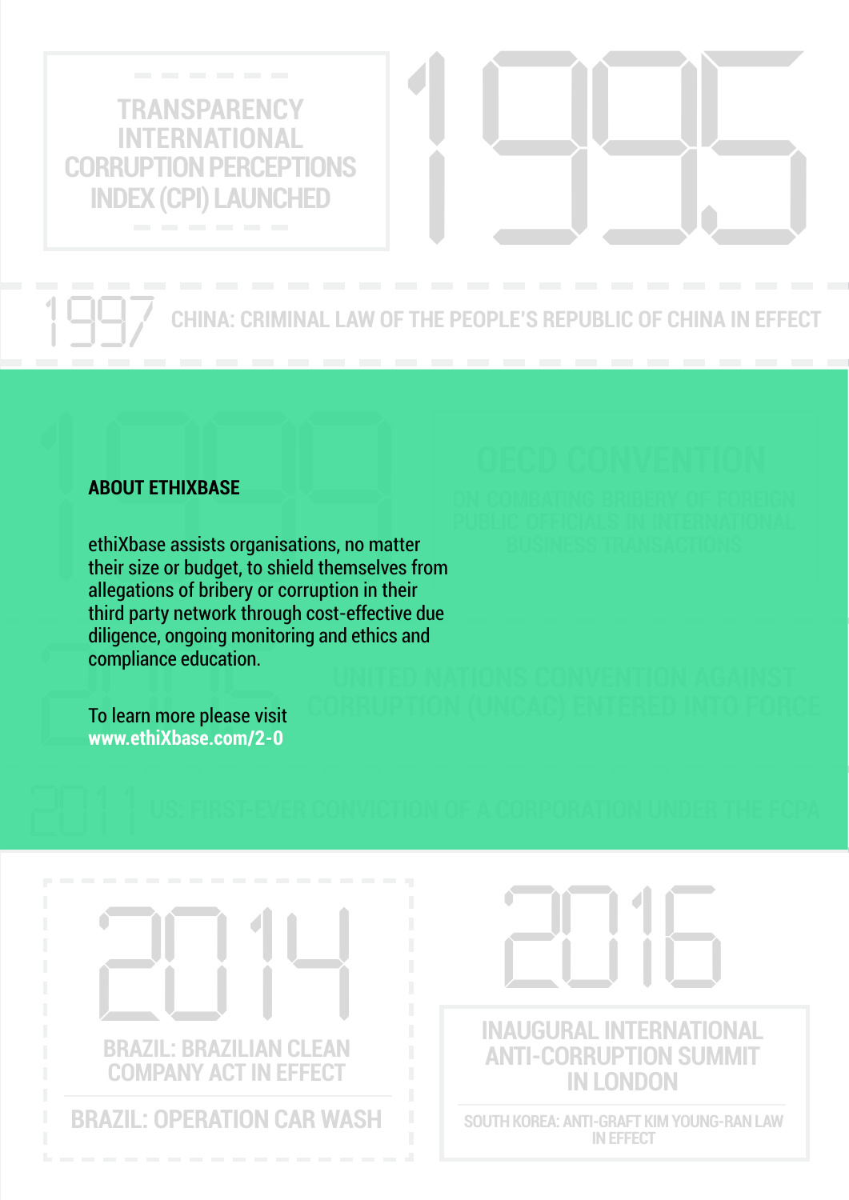TRANSPARENCY INTERNATIONAL CORRUPTION PERCEPTIONS INDEX (CPI) LAUNCHED

1995

1997 CHINA: CRIMINAL LAW OF THE PEOPLE'S REPUBLIC OF CHINA IN EFFECT

1999

OECD CONVENTION ON COMBATING BRIBERY OF FOREIGN PUBLIC OFFICIALS IN INTERNATIONAL BUSINESS TRANSACTIONS

## ABOUT ETHIXBASE

ethiXbase assists organisations, no matter their size or budget, to shield themselves from allegations of bribery or corruption in their third party network through cost-effective due diligence, ongoing monitoring and ethics and compliance education.

To learn more please visit **www.ethiXbase.com/2-0**

2005 UNITED NATIONS CONVENTION AGAINST CORRUPTION (UNCAC) ENTERED INTO FORCE

2011 US: FIRST-EVER CONVICTION OF A CORPORATION UNDER THE FCPA

2014

BRAZIL: BRAZILIAN CLEAN COMPANY ACT IN EFFECT

BRAZIL: OPERATION CAR WASH

2016

INAUGURAL INTERNATIONAL ANTI-CORRUPTION SUMMIT IN LONDON

SOUTH KOREA: ANTI-GRAFT KIM YOUNG-RAN LAW IN EFFECT